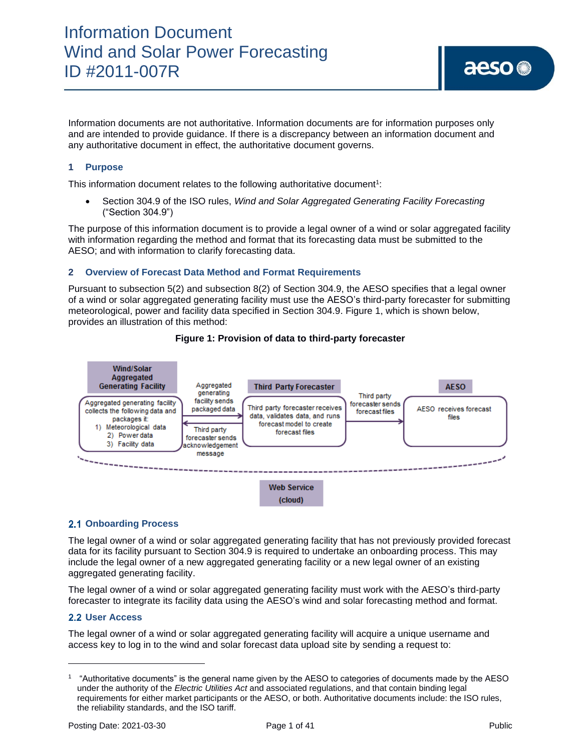# Information Document
# Wind and Solar Power Forecasting
# ID #2011-007R

Information documents are not authoritative. Information documents are for information purposes only and are intended to provide guidance. If there is a discrepancy between an information document and any authoritative document in effect, the authoritative document governs.

## 1 Purpose

This information document relates to the following authoritative document[1]:

- Section 304.9 of the ISO rules, *Wind and Solar Aggregated Generating Facility Forecasting* ("Section 304.9")

The purpose of this information document is to provide a legal owner of a wind or solar aggregated facility with information regarding the method and format that its forecasting data must be submitted to the AESO; and with information to clarify forecasting data.

## 2 Overview of Forecast Data Method and Format Requirements

Pursuant to subsection 5(2) and subsection 8(2) of Section 304.9, the AESO specifies that a legal owner of a wind or solar aggregated generating facility must use the AESO's third-party forecaster for submitting meteorological, power and facility data specified in Section 304.9. Figure 1, which is shown below, provides an illustration of this method:

**Figure 1: Provision of data to third-party forecaster**

Wind/Solar Aggregated Generating Facility: Aggregated generating facility collects the following data and packages it:
1) Meteorological data
2) Power data
3) Facility data

Aggregated generating facility sends packaged data → Third Party Forecaster: Third party forecaster receives data, validates data, and runs forecast model to create forecast files

Third party forecaster sends acknowledgement message → Wind/Solar Aggregated Generating Facility

Third party forecaster sends forecast files → AESO: AESO receives forecast files

Web Service (cloud)

### 2.1 Onboarding Process

The legal owner of a wind or solar aggregated generating facility that has not previously provided forecast data for its facility pursuant to Section 304.9 is required to undertake an onboarding process. This may include the legal owner of a new aggregated generating facility or a new legal owner of an existing aggregated generating facility.

The legal owner of a wind or solar aggregated generating facility must work with the AESO's third-party forecaster to integrate its facility data using the AESO's wind and solar forecasting method and format.

### 2.2 User Access

The legal owner of a wind or solar aggregated generating facility will acquire a unique username and access key to log in to the wind and solar forecast data upload site by sending a request to:

---

[1] "Authoritative documents" is the general name given by the AESO to categories of documents made by the AESO under the authority of the *Electric Utilities Act* and associated regulations, and that contain binding legal requirements for either market participants or the AESO, or both. Authoritative documents include: the ISO rules, the reliability standards, and the ISO tariff.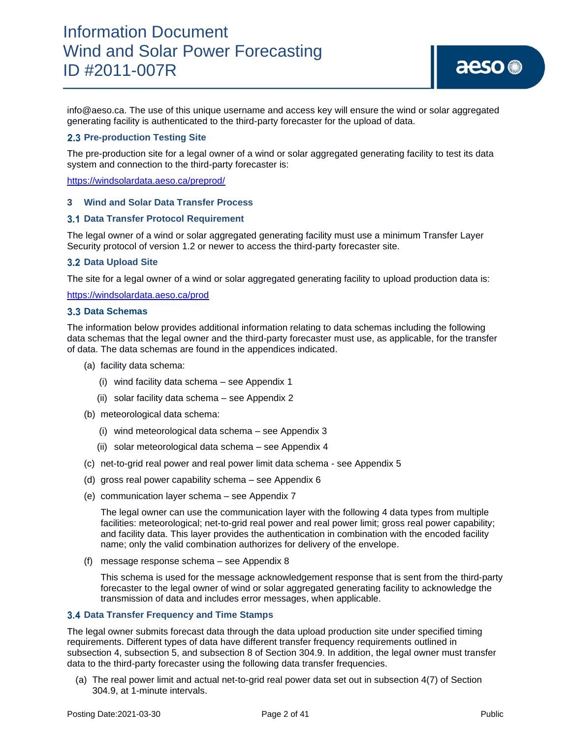info@aeso.ca. The use of this unique username and access key will ensure the wind or solar aggregated generating facility is authenticated to the third-party forecaster for the upload of data.

### 2.3 Pre-production Testing Site

The pre-production site for a legal owner of a wind or solar aggregated generating facility to test its data system and connection to the third-party forecaster is:

https://windsolardata.aeso.ca/preprod/

## 3 Wind and Solar Data Transfer Process

### 3.1 Data Transfer Protocol Requirement

The legal owner of a wind or solar aggregated generating facility must use a minimum Transfer Layer Security protocol of version 1.2 or newer to access the third-party forecaster site.

### 3.2 Data Upload Site

The site for a legal owner of a wind or solar aggregated generating facility to upload production data is:

https://windsolardata.aeso.ca/prod

### 3.3 Data Schemas

The information below provides additional information relating to data schemas including the following data schemas that the legal owner and the third-party forecaster must use, as applicable, for the transfer of data. The data schemas are found in the appendices indicated.

(a) facility data schema:

  (i) wind facility data schema – see Appendix 1

  (ii) solar facility data schema – see Appendix 2

(b) meteorological data schema:

  (i) wind meteorological data schema – see Appendix 3

  (ii) solar meteorological data schema – see Appendix 4

(c) net-to-grid real power and real power limit data schema - see Appendix 5

(d) gross real power capability schema – see Appendix 6

(e) communication layer schema – see Appendix 7

  The legal owner can use the communication layer with the following 4 data types from multiple facilities: meteorological; net-to-grid real power and real power limit; gross real power capability; and facility data. This layer provides the authentication in combination with the encoded facility name; only the valid combination authorizes for delivery of the envelope.

(f) message response schema – see Appendix 8

  This schema is used for the message acknowledgement response that is sent from the third-party forecaster to the legal owner of wind or solar aggregated generating facility to acknowledge the transmission of data and includes error messages, when applicable.

### 3.4 Data Transfer Frequency and Time Stamps

The legal owner submits forecast data through the data upload production site under specified timing requirements. Different types of data have different transfer frequency requirements outlined in subsection 4, subsection 5, and subsection 8 of Section 304.9. In addition, the legal owner must transfer data to the third-party forecaster using the following data transfer frequencies.

(a) The real power limit and actual net-to-grid real power data set out in subsection 4(7) of Section 304.9, at 1-minute intervals.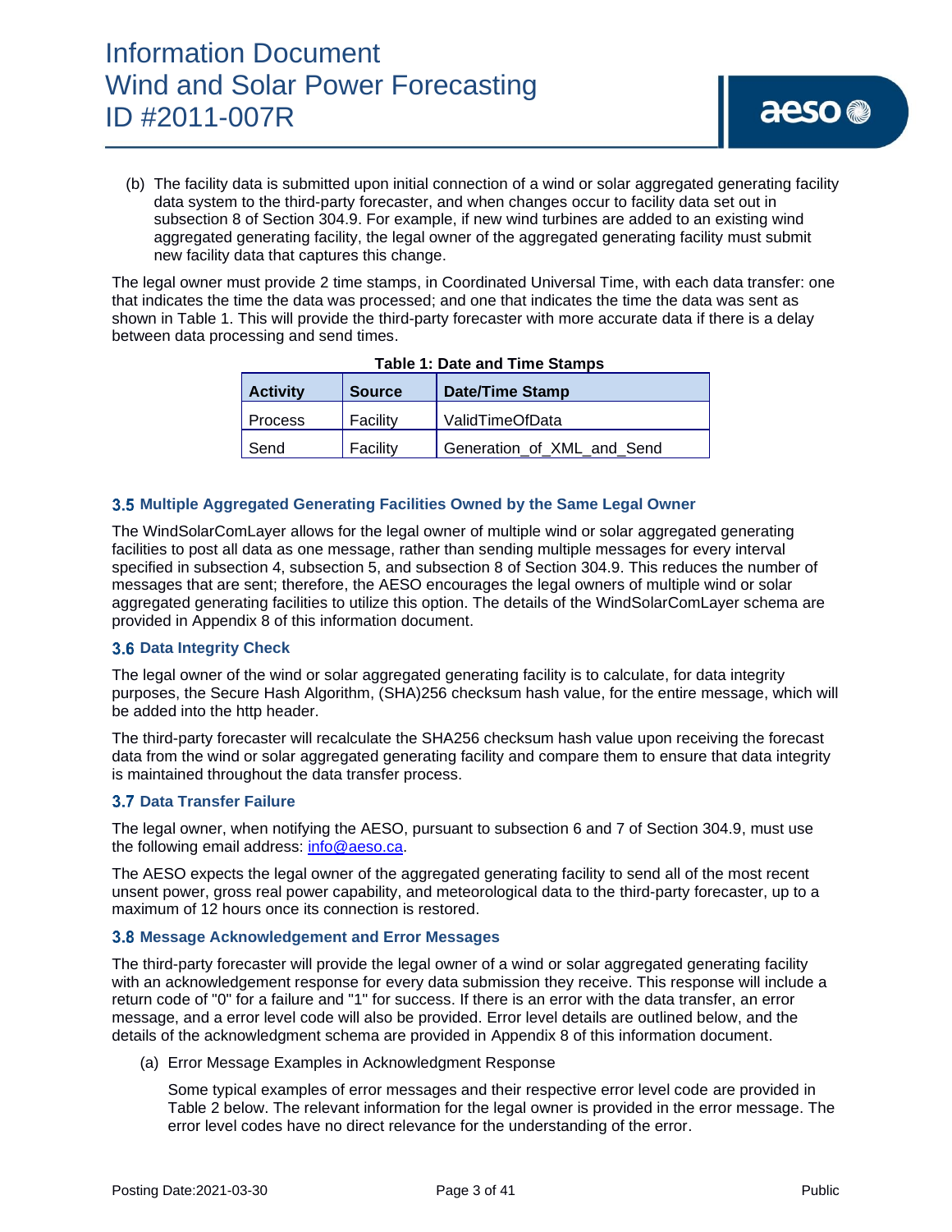(b) The facility data is submitted upon initial connection of a wind or solar aggregated generating facility data system to the third-party forecaster, and when changes occur to facility data set out in subsection 8 of Section 304.9. For example, if new wind turbines are added to an existing wind aggregated generating facility, the legal owner of the aggregated generating facility must submit new facility data that captures this change.

The legal owner must provide 2 time stamps, in Coordinated Universal Time, with each data transfer: one that indicates the time the data was processed; and one that indicates the time the data was sent as shown in Table 1. This will provide the third-party forecaster with more accurate data if there is a delay between data processing and send times.

**Table 1: Date and Time Stamps**

| Activity | Source | Date/Time Stamp |
|---|---|---|
| Process | Facility | ValidTimeOfData |
| Send | Facility | Generation_of_XML_and_Send |

### 3.5 Multiple Aggregated Generating Facilities Owned by the Same Legal Owner

The WindSolarComLayer allows for the legal owner of multiple wind or solar aggregated generating facilities to post all data as one message, rather than sending multiple messages for every interval specified in subsection 4, subsection 5, and subsection 8 of Section 304.9. This reduces the number of messages that are sent; therefore, the AESO encourages the legal owners of multiple wind or solar aggregated generating facilities to utilize this option. The details of the WindSolarComLayer schema are provided in Appendix 8 of this information document.

### 3.6 Data Integrity Check

The legal owner of the wind or solar aggregated generating facility is to calculate, for data integrity purposes, the Secure Hash Algorithm, (SHA)256 checksum hash value, for the entire message, which will be added into the http header.

The third-party forecaster will recalculate the SHA256 checksum hash value upon receiving the forecast data from the wind or solar aggregated generating facility and compare them to ensure that data integrity is maintained throughout the data transfer process.

### 3.7 Data Transfer Failure

The legal owner, when notifying the AESO, pursuant to subsection 6 and 7 of Section 304.9, must use the following email address: info@aeso.ca.

The AESO expects the legal owner of the aggregated generating facility to send all of the most recent unsent power, gross real power capability, and meteorological data to the third-party forecaster, up to a maximum of 12 hours once its connection is restored.

### 3.8 Message Acknowledgement and Error Messages

The third-party forecaster will provide the legal owner of a wind or solar aggregated generating facility with an acknowledgement response for every data submission they receive. This response will include a return code of "0" for a failure and "1" for success. If there is an error with the data transfer, an error message, and a error level code will also be provided. Error level details are outlined below, and the details of the acknowledgment schema are provided in Appendix 8 of this information document.

(a) Error Message Examples in Acknowledgment Response

Some typical examples of error messages and their respective error level code are provided in Table 2 below. The relevant information for the legal owner is provided in the error message. The error level codes have no direct relevance for the understanding of the error.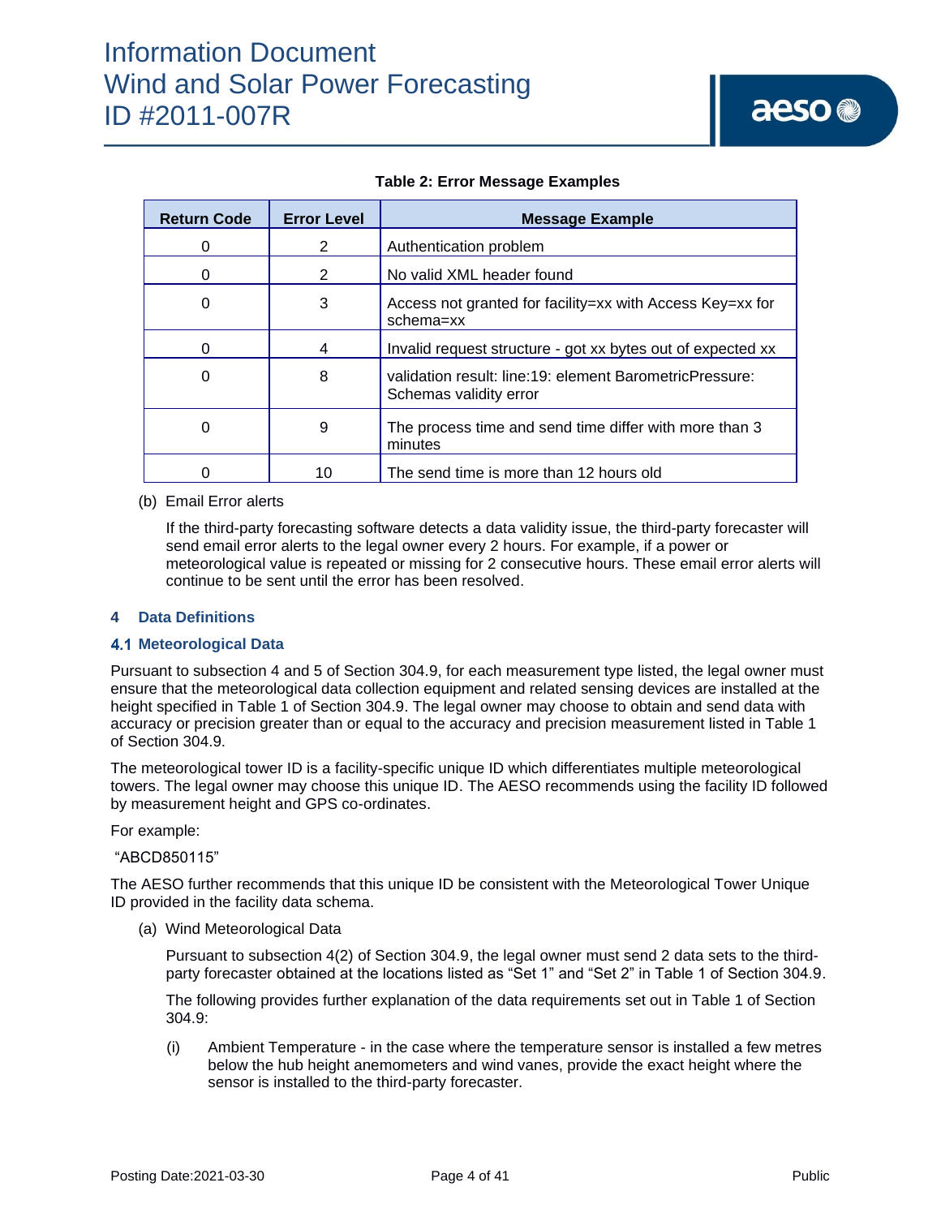**Table 2: Error Message Examples**

| Return Code | Error Level | Message Example |
|---|---|---|
| 0 | 2 | Authentication problem |
| 0 | 2 | No valid XML header found |
| 0 | 3 | Access not granted for facility=xx with Access Key=xx for schema=xx |
| 0 | 4 | Invalid request structure - got xx bytes out of expected xx |
| 0 | 8 | validation result: line:19: element BarometricPressure: Schemas validity error |
| 0 | 9 | The process time and send time differ with more than 3 minutes |
| 0 | 10 | The send time is more than 12 hours old |

(b) Email Error alerts

If the third-party forecasting software detects a data validity issue, the third-party forecaster will send email error alerts to the legal owner every 2 hours. For example, if a power or meteorological value is repeated or missing for 2 consecutive hours. These email error alerts will continue to be sent until the error has been resolved.

## 4 Data Definitions

### 4.1 Meteorological Data

Pursuant to subsection 4 and 5 of Section 304.9, for each measurement type listed, the legal owner must ensure that the meteorological data collection equipment and related sensing devices are installed at the height specified in Table 1 of Section 304.9. The legal owner may choose to obtain and send data with accuracy or precision greater than or equal to the accuracy and precision measurement listed in Table 1 of Section 304.9.

The meteorological tower ID is a facility-specific unique ID which differentiates multiple meteorological towers. The legal owner may choose this unique ID. The AESO recommends using the facility ID followed by measurement height and GPS co-ordinates.

For example:

"ABCD850115"

The AESO further recommends that this unique ID be consistent with the Meteorological Tower Unique ID provided in the facility data schema.

(a) Wind Meteorological Data

Pursuant to subsection 4(2) of Section 304.9, the legal owner must send 2 data sets to the third-party forecaster obtained at the locations listed as "Set 1" and "Set 2" in Table 1 of Section 304.9.

The following provides further explanation of the data requirements set out in Table 1 of Section 304.9:

(i) Ambient Temperature - in the case where the temperature sensor is installed a few metres below the hub height anemometers and wind vanes, provide the exact height where the sensor is installed to the third-party forecaster.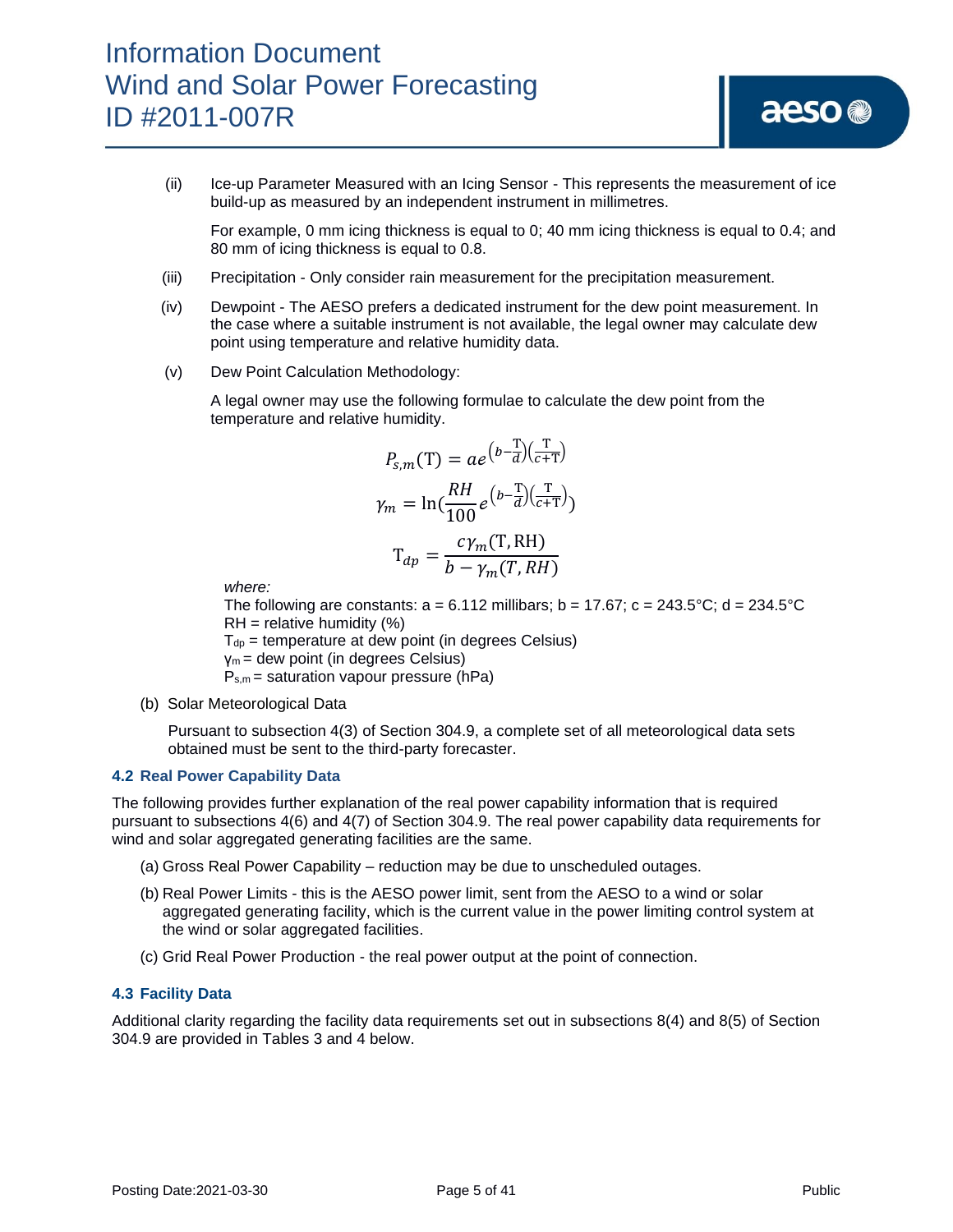(ii) Ice-up Parameter Measured with an Icing Sensor - This represents the measurement of ice build-up as measured by an independent instrument in millimetres.

For example, 0 mm icing thickness is equal to 0; 40 mm icing thickness is equal to 0.4; and 80 mm of icing thickness is equal to 0.8.

(iii) Precipitation - Only consider rain measurement for the precipitation measurement.

(iv) Dewpoint - The AESO prefers a dedicated instrument for the dew point measurement. In the case where a suitable instrument is not available, the legal owner may calculate dew point using temperature and relative humidity data.

(v) Dew Point Calculation Methodology:

A legal owner may use the following formulae to calculate the dew point from the temperature and relative humidity.

$$P_{s,m}(\mathrm{T}) = ae^{\left(b-\frac{\mathrm{T}}{d}\right)\left(\frac{\mathrm{T}}{c+\mathrm{T}}\right)}$$

$$\gamma_m = \ln\left(\frac{RH}{100}e^{\left(b-\frac{\mathrm{T}}{d}\right)\left(\frac{\mathrm{T}}{c+\mathrm{T}}\right)}\right)$$

$$\mathrm{T}_{dp} = \frac{c\gamma_m(\mathrm{T}, \mathrm{RH})}{b - \gamma_m(T, RH)}$$

*where:*

The following are constants: a = 6.112 millibars; b = 17.67; c = 243.5°C; d = 234.5°C

RH = relative humidity (%)

$T_{dp}$ = temperature at dew point (in degrees Celsius)

$\gamma_m$ = dew point (in degrees Celsius)

$P_{s,m}$ = saturation vapour pressure (hPa)

(b) Solar Meteorological Data

Pursuant to subsection 4(3) of Section 304.9, a complete set of all meteorological data sets obtained must be sent to the third-party forecaster.

### 4.2 Real Power Capability Data

The following provides further explanation of the real power capability information that is required pursuant to subsections 4(6) and 4(7) of Section 304.9. The real power capability data requirements for wind and solar aggregated generating facilities are the same.

(a) Gross Real Power Capability – reduction may be due to unscheduled outages.

(b) Real Power Limits - this is the AESO power limit, sent from the AESO to a wind or solar aggregated generating facility, which is the current value in the power limiting control system at the wind or solar aggregated facilities.

(c) Grid Real Power Production - the real power output at the point of connection.

### 4.3 Facility Data

Additional clarity regarding the facility data requirements set out in subsections 8(4) and 8(5) of Section 304.9 are provided in Tables 3 and 4 below.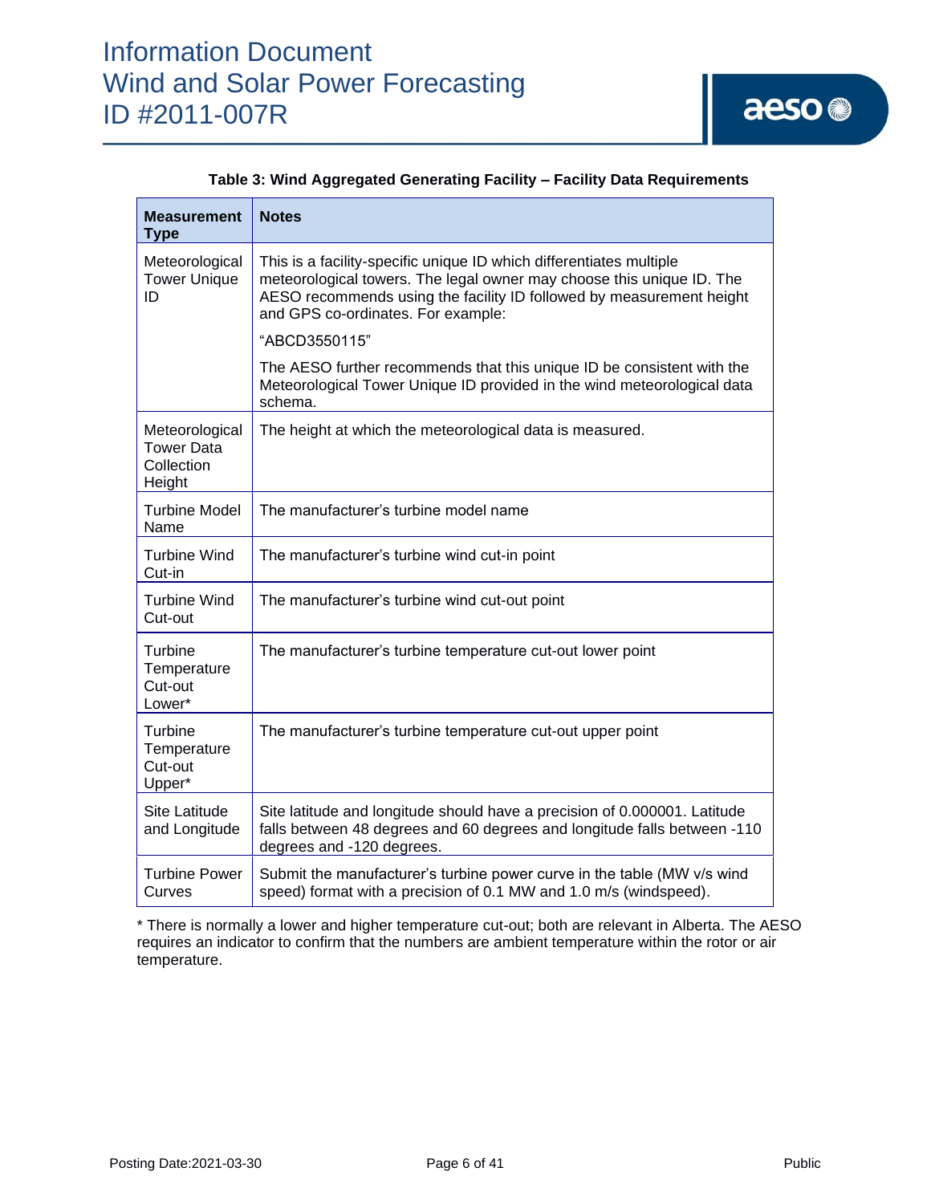**Table 3: Wind Aggregated Generating Facility – Facility Data Requirements**

| Measurement Type | Notes |
|---|---|
| Meteorological Tower Unique ID | This is a facility-specific unique ID which differentiates multiple meteorological towers. The legal owner may choose this unique ID. The AESO recommends using the facility ID followed by measurement height and GPS co-ordinates. For example:<br><br>"ABCD3550115"<br><br>The AESO further recommends that this unique ID be consistent with the Meteorological Tower Unique ID provided in the wind meteorological data schema. |
| Meteorological Tower Data Collection Height | The height at which the meteorological data is measured. |
| Turbine Model Name | The manufacturer's turbine model name |
| Turbine Wind Cut-in | The manufacturer's turbine wind cut-in point |
| Turbine Wind Cut-out | The manufacturer's turbine wind cut-out point |
| Turbine Temperature Cut-out Lower* | The manufacturer's turbine temperature cut-out lower point |
| Turbine Temperature Cut-out Upper* | The manufacturer's turbine temperature cut-out upper point |
| Site Latitude and Longitude | Site latitude and longitude should have a precision of 0.000001. Latitude falls between 48 degrees and 60 degrees and longitude falls between -110 degrees and -120 degrees. |
| Turbine Power Curves | Submit the manufacturer's turbine power curve in the table (MW v/s wind speed) format with a precision of 0.1 MW and 1.0 m/s (windspeed). |

* There is normally a lower and higher temperature cut-out; both are relevant in Alberta. The AESO requires an indicator to confirm that the numbers are ambient temperature within the rotor or air temperature.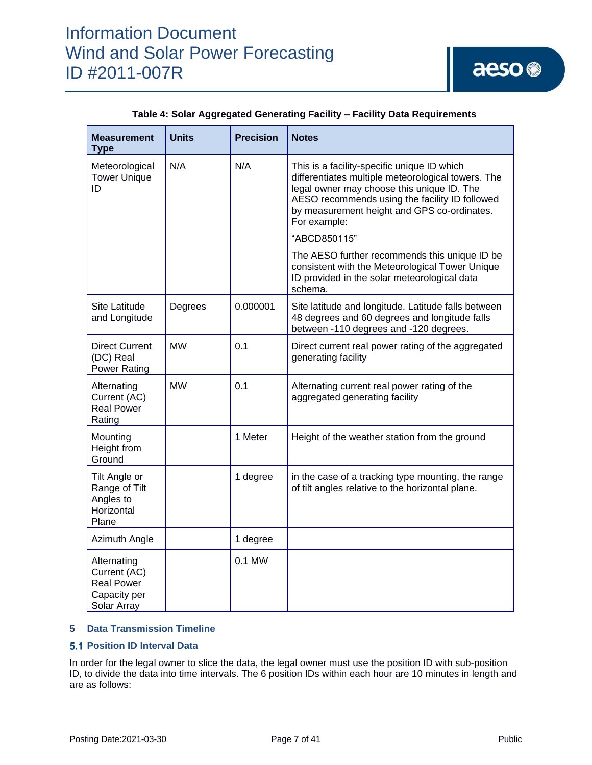**Table 4: Solar Aggregated Generating Facility – Facility Data Requirements**

| Measurement Type | Units | Precision | Notes |
|---|---|---|---|
| Meteorological Tower Unique ID | N/A | N/A | This is a facility-specific unique ID which differentiates multiple meteorological towers. The legal owner may choose this unique ID. The AESO recommends using the facility ID followed by measurement height and GPS co-ordinates. For example:<br><br>“ABCD850115”<br><br>The AESO further recommends this unique ID be consistent with the Meteorological Tower Unique ID provided in the solar meteorological data schema. |
| Site Latitude and Longitude | Degrees | 0.000001 | Site latitude and longitude. Latitude falls between 48 degrees and 60 degrees and longitude falls between -110 degrees and -120 degrees. |
| Direct Current (DC) Real Power Rating | MW | 0.1 | Direct current real power rating of the aggregated generating facility |
| Alternating Current (AC) Real Power Rating | MW | 0.1 | Alternating current real power rating of the aggregated generating facility |
| Mounting Height from Ground | | 1 Meter | Height of the weather station from the ground |
| Tilt Angle or Range of Tilt Angles to Horizontal Plane | | 1 degree | in the case of a tracking type mounting, the range of tilt angles relative to the horizontal plane. |
| Azimuth Angle | | 1 degree | |
| Alternating Current (AC) Real Power Capacity per Solar Array | | 0.1 MW | |

## 5 Data Transmission Timeline

### 5.1 Position ID Interval Data

In order for the legal owner to slice the data, the legal owner must use the position ID with sub-position ID, to divide the data into time intervals. The 6 position IDs within each hour are 10 minutes in length and are as follows: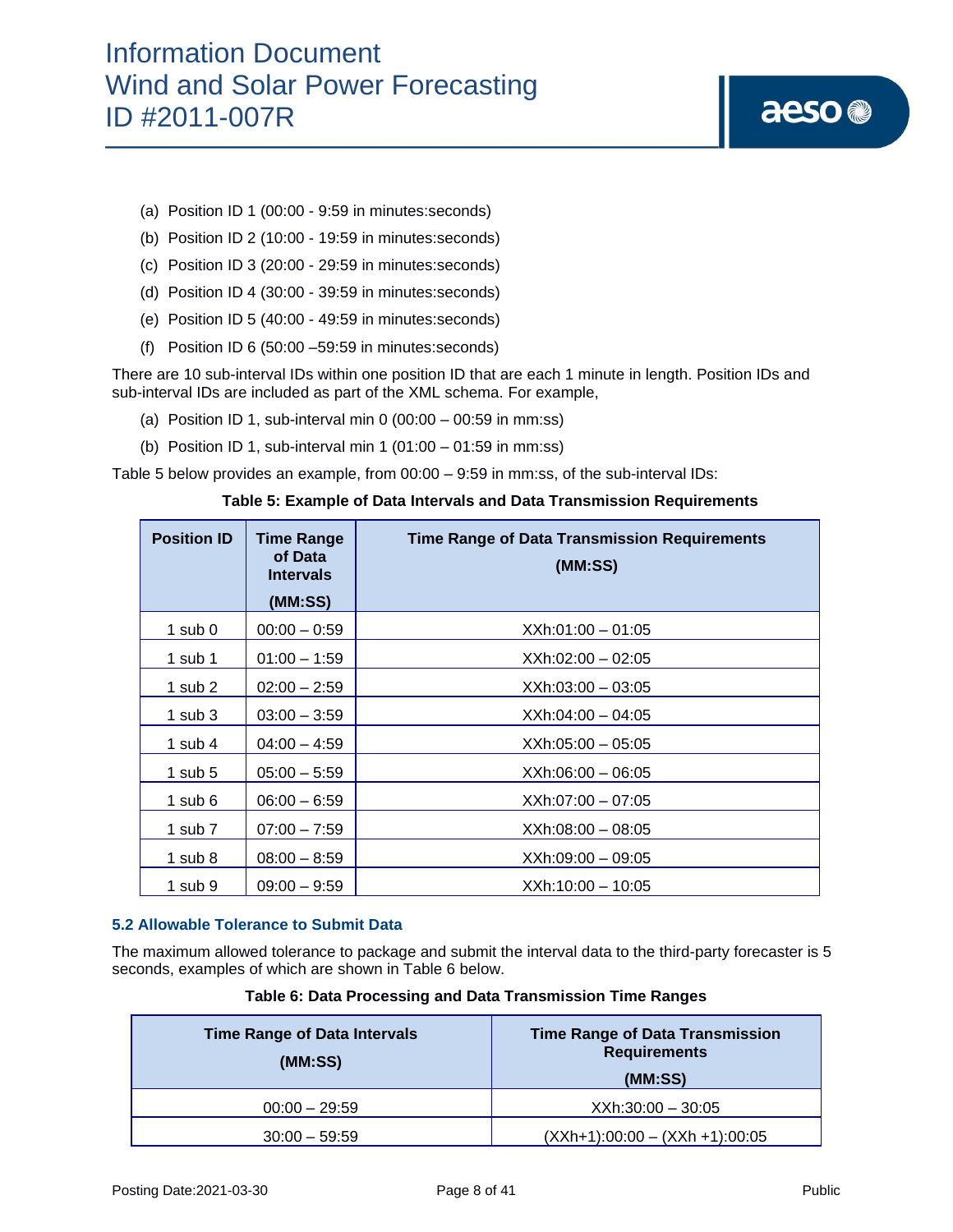(a) Position ID 1 (00:00 - 9:59 in minutes:seconds)

(b) Position ID 2 (10:00 - 19:59 in minutes:seconds)

(c) Position ID 3 (20:00 - 29:59 in minutes:seconds)

(d) Position ID 4 (30:00 - 39:59 in minutes:seconds)

(e) Position ID 5 (40:00 - 49:59 in minutes:seconds)

(f) Position ID 6 (50:00 –59:59 in minutes:seconds)

There are 10 sub-interval IDs within one position ID that are each 1 minute in length. Position IDs and sub-interval IDs are included as part of the XML schema. For example,

(a) Position ID 1, sub-interval min 0 (00:00 – 00:59 in mm:ss)

(b) Position ID 1, sub-interval min 1 (01:00 – 01:59 in mm:ss)

Table 5 below provides an example, from 00:00 – 9:59 in mm:ss, of the sub-interval IDs:

**Table 5: Example of Data Intervals and Data Transmission Requirements**

| Position ID | Time Range of Data Intervals (MM:SS) | Time Range of Data Transmission Requirements (MM:SS) |
|---|---|---|
| 1 sub 0 | 00:00 – 0:59 | XXh:01:00 – 01:05 |
| 1 sub 1 | 01:00 – 1:59 | XXh:02:00 – 02:05 |
| 1 sub 2 | 02:00 – 2:59 | XXh:03:00 – 03:05 |
| 1 sub 3 | 03:00 – 3:59 | XXh:04:00 – 04:05 |
| 1 sub 4 | 04:00 – 4:59 | XXh:05:00 – 05:05 |
| 1 sub 5 | 05:00 – 5:59 | XXh:06:00 – 06:05 |
| 1 sub 6 | 06:00 – 6:59 | XXh:07:00 – 07:05 |
| 1 sub 7 | 07:00 – 7:59 | XXh:08:00 – 08:05 |
| 1 sub 8 | 08:00 – 8:59 | XXh:09:00 – 09:05 |
| 1 sub 9 | 09:00 – 9:59 | XXh:10:00 – 10:05 |

### 5.2 Allowable Tolerance to Submit Data

The maximum allowed tolerance to package and submit the interval data to the third-party forecaster is 5 seconds, examples of which are shown in Table 6 below.

**Table 6: Data Processing and Data Transmission Time Ranges**

| Time Range of Data Intervals (MM:SS) | Time Range of Data Transmission Requirements (MM:SS) |
|---|---|
| 00:00 – 29:59 | XXh:30:00 – 30:05 |
| 30:00 – 59:59 | (XXh+1):00:00 – (XXh +1):00:05 |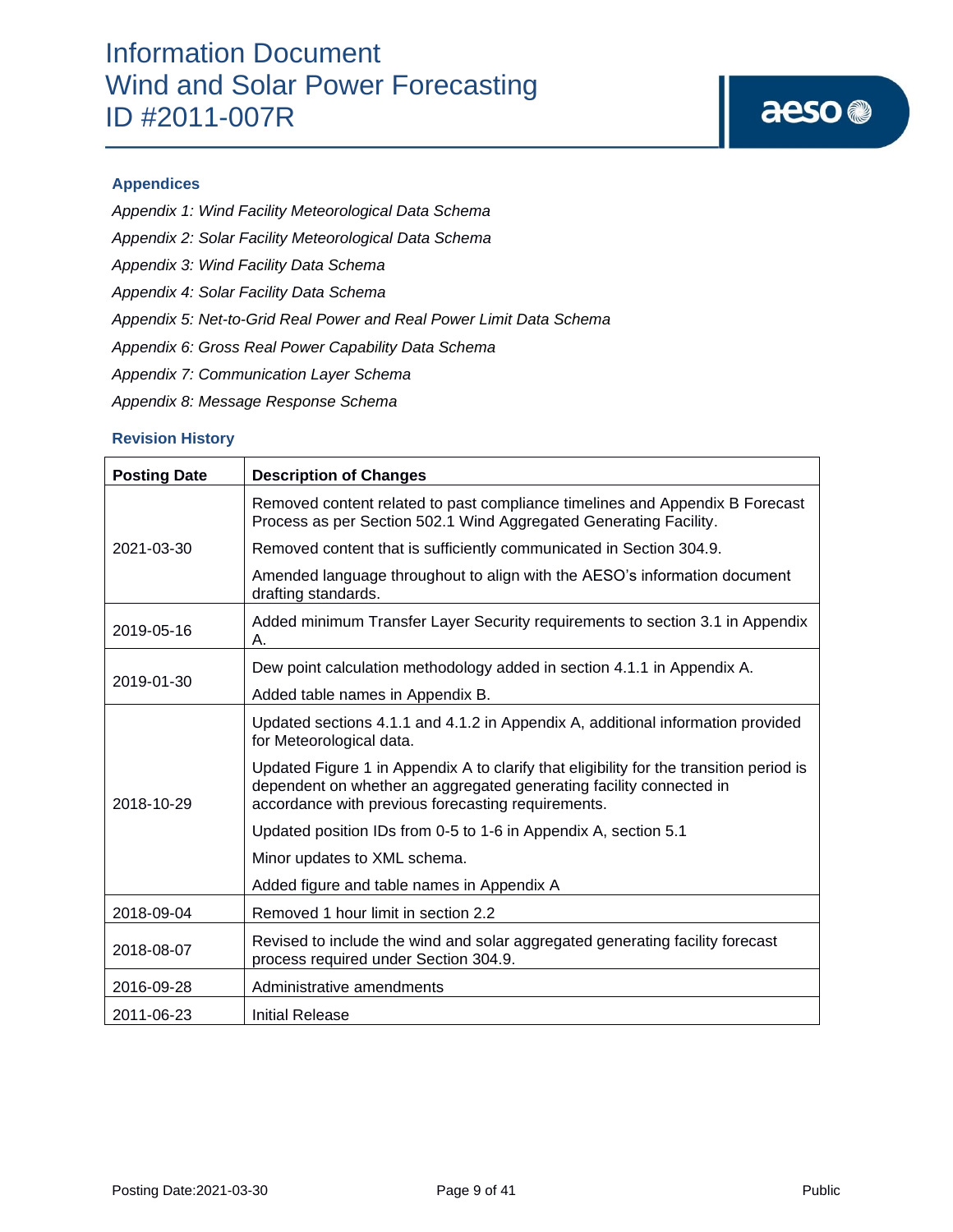### Appendices

*Appendix 1: Wind Facility Meteorological Data Schema*

*Appendix 2: Solar Facility Meteorological Data Schema*

*Appendix 3: Wind Facility Data Schema*

*Appendix 4: Solar Facility Data Schema*

*Appendix 5: Net-to-Grid Real Power and Real Power Limit Data Schema*

*Appendix 6: Gross Real Power Capability Data Schema*

*Appendix 7: Communication Layer Schema*

*Appendix 8: Message Response Schema*

### Revision History

| Posting Date | Description of Changes |
|---|---|
| 2021-03-30 | Removed content related to past compliance timelines and Appendix B Forecast Process as per Section 502.1 Wind Aggregated Generating Facility.<br><br>Removed content that is sufficiently communicated in Section 304.9.<br><br>Amended language throughout to align with the AESO's information document drafting standards. |
| 2019-05-16 | Added minimum Transfer Layer Security requirements to section 3.1 in Appendix A. |
| 2019-01-30 | Dew point calculation methodology added in section 4.1.1 in Appendix A.<br><br>Added table names in Appendix B. |
| 2018-10-29 | Updated sections 4.1.1 and 4.1.2 in Appendix A, additional information provided for Meteorological data.<br><br>Updated Figure 1 in Appendix A to clarify that eligibility for the transition period is dependent on whether an aggregated generating facility connected in accordance with previous forecasting requirements.<br><br>Updated position IDs from 0-5 to 1-6 in Appendix A, section 5.1<br><br>Minor updates to XML schema.<br><br>Added figure and table names in Appendix A |
| 2018-09-04 | Removed 1 hour limit in section 2.2 |
| 2018-08-07 | Revised to include the wind and solar aggregated generating facility forecast process required under Section 304.9. |
| 2016-09-28 | Administrative amendments |
| 2011-06-23 | Initial Release |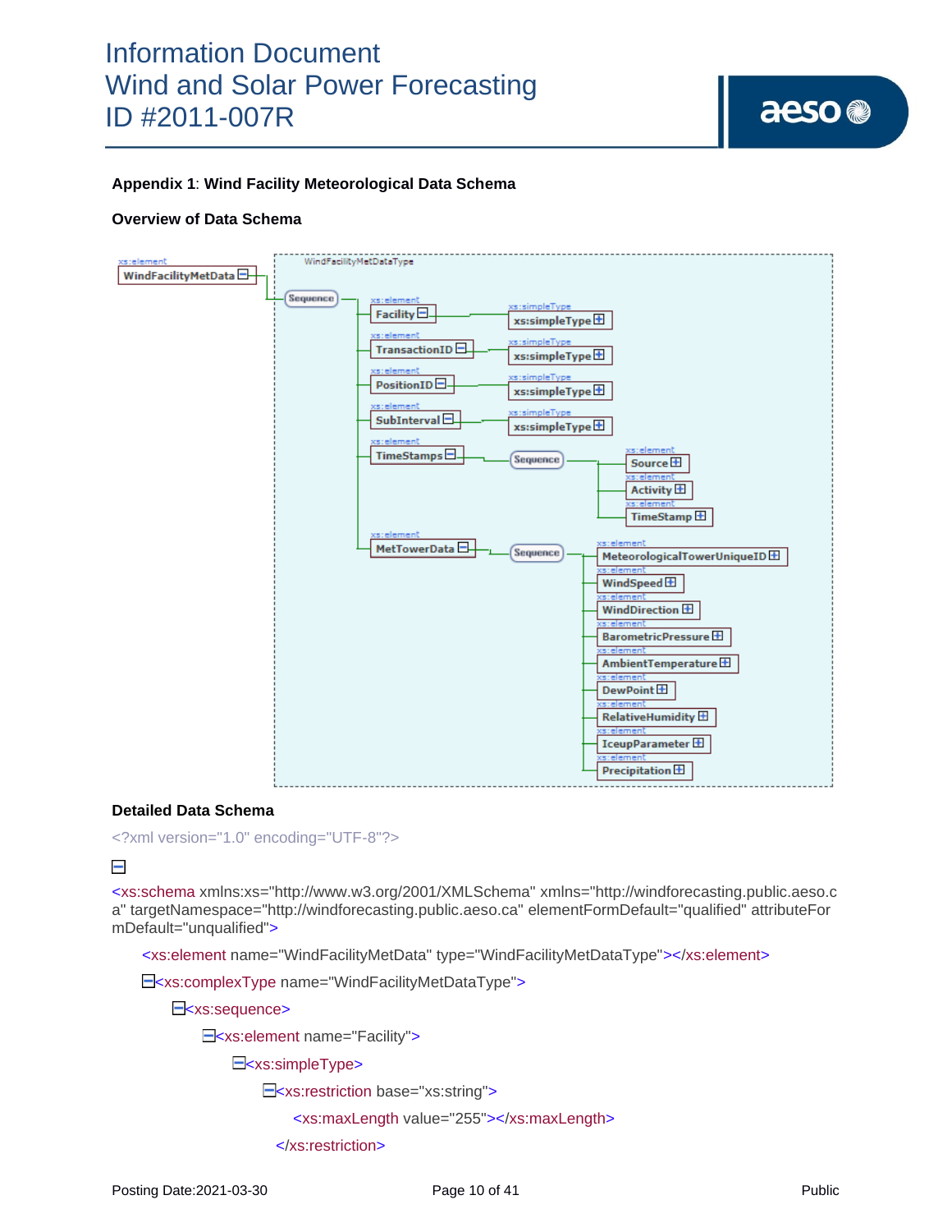## Appendix 1: Wind Facility Meteorological Data Schema

### Overview of Data Schema

### Detailed Data Schema

```
<?xml version="1.0" encoding="UTF-8"?>

<xs:schema xmlns:xs="http://www.w3.org/2001/XMLSchema" xmlns="http://windforecasting.public.aeso.ca" targetNamespace="http://windforecasting.public.aeso.ca" elementFormDefault="qualified" attributeFormDefault="unqualified">
    <xs:element name="WindFacilityMetData" type="WindFacilityMetDataType"></xs:element>
    <xs:complexType name="WindFacilityMetDataType">
        <xs:sequence>
            <xs:element name="Facility">
                <xs:simpleType>
                    <xs:restriction base="xs:string">
                        <xs:maxLength value="255"></xs:maxLength>
                    </xs:restriction>
```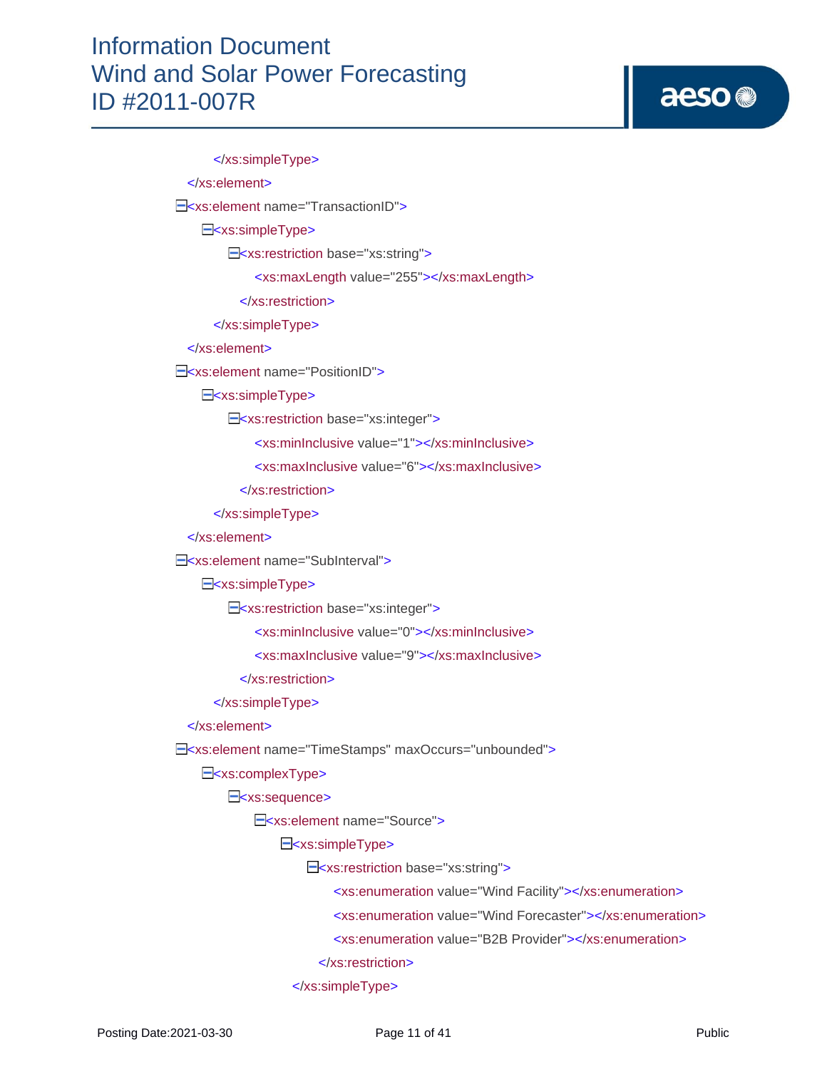```
            </xs:simpleType>
        </xs:element>
        <xs:element name="TransactionID">
            <xs:simpleType>
                <xs:restriction base="xs:string">
                    <xs:maxLength value="255"></xs:maxLength>
                </xs:restriction>
            </xs:simpleType>
        </xs:element>
        <xs:element name="PositionID">
            <xs:simpleType>
                <xs:restriction base="xs:integer">
                    <xs:minInclusive value="1"></xs:minInclusive>
                    <xs:maxInclusive value="6"></xs:maxInclusive>
                </xs:restriction>
            </xs:simpleType>
        </xs:element>
        <xs:element name="SubInterval">
            <xs:simpleType>
                <xs:restriction base="xs:integer">
                    <xs:minInclusive value="0"></xs:minInclusive>
                    <xs:maxInclusive value="9"></xs:maxInclusive>
                </xs:restriction>
            </xs:simpleType>
        </xs:element>
        <xs:element name="TimeStamps" maxOccurs="unbounded">
            <xs:complexType>
                <xs:sequence>
                    <xs:element name="Source">
                        <xs:simpleType>
                            <xs:restriction base="xs:string">
                                <xs:enumeration value="Wind Facility"></xs:enumeration>
                                <xs:enumeration value="Wind Forecaster"></xs:enumeration>
                                <xs:enumeration value="B2B Provider"></xs:enumeration>
                            </xs:restriction>
                        </xs:simpleType>
```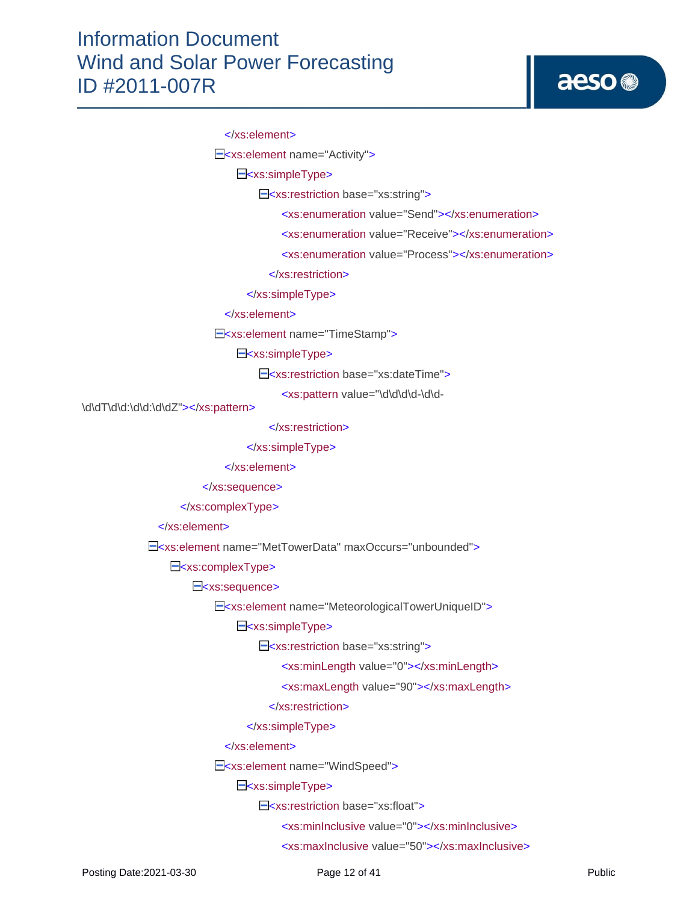```
                </xs:element>
                <xs:element name="Activity">
                    <xs:simpleType>
                        <xs:restriction base="xs:string">
                            <xs:enumeration value="Send"></xs:enumeration>
                            <xs:enumeration value="Receive"></xs:enumeration>
                            <xs:enumeration value="Process"></xs:enumeration>
                        </xs:restriction>
                    </xs:simpleType>
                </xs:element>
                <xs:element name="TimeStamp">
                    <xs:simpleType>
                        <xs:restriction base="xs:dateTime">
                            <xs:pattern value="\d\d\d\d-\d\d-\d\dT\d\d:\d\d:\d\dZ"></xs:pattern>
                        </xs:restriction>
                    </xs:simpleType>
                </xs:element>
            </xs:sequence>
        </xs:complexType>
    </xs:element>
    <xs:element name="MetTowerData" maxOccurs="unbounded">
        <xs:complexType>
            <xs:sequence>
                <xs:element name="MeteorologicalTowerUniqueID">
                    <xs:simpleType>
                        <xs:restriction base="xs:string">
                            <xs:minLength value="0"></xs:minLength>
                            <xs:maxLength value="90"></xs:maxLength>
                        </xs:restriction>
                    </xs:simpleType>
                </xs:element>
                <xs:element name="WindSpeed">
                    <xs:simpleType>
                        <xs:restriction base="xs:float">
                            <xs:minInclusive value="0"></xs:minInclusive>
                            <xs:maxInclusive value="50"></xs:maxInclusive>
```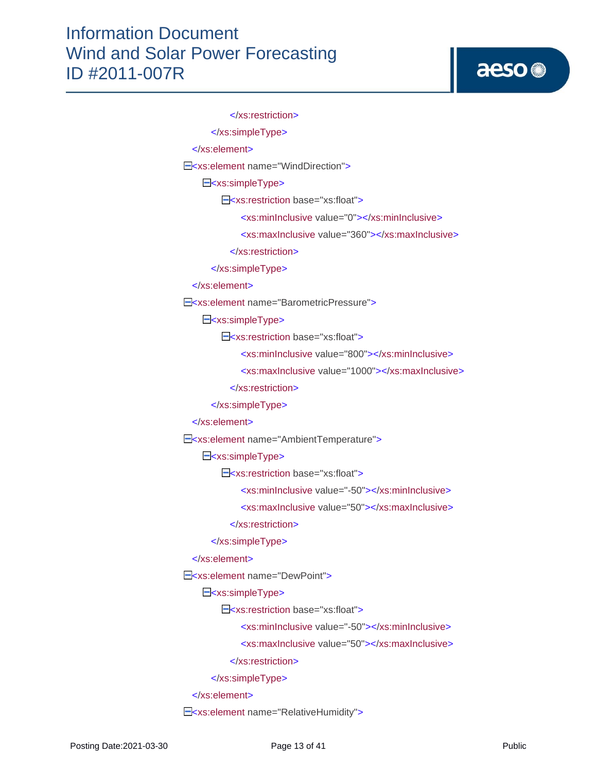```xml
            </xs:restriction>
        </xs:simpleType>
    </xs:element>
    <xs:element name="WindDirection">
        <xs:simpleType>
            <xs:restriction base="xs:float">
                <xs:minInclusive value="0"></xs:minInclusive>
                <xs:maxInclusive value="360"></xs:maxInclusive>
            </xs:restriction>
        </xs:simpleType>
    </xs:element>
    <xs:element name="BarometricPressure">
        <xs:simpleType>
            <xs:restriction base="xs:float">
                <xs:minInclusive value="800"></xs:minInclusive>
                <xs:maxInclusive value="1000"></xs:maxInclusive>
            </xs:restriction>
        </xs:simpleType>
    </xs:element>
    <xs:element name="AmbientTemperature">
        <xs:simpleType>
            <xs:restriction base="xs:float">
                <xs:minInclusive value="-50"></xs:minInclusive>
                <xs:maxInclusive value="50"></xs:maxInclusive>
            </xs:restriction>
        </xs:simpleType>
    </xs:element>
    <xs:element name="DewPoint">
        <xs:simpleType>
            <xs:restriction base="xs:float">
                <xs:minInclusive value="-50"></xs:minInclusive>
                <xs:maxInclusive value="50"></xs:maxInclusive>
            </xs:restriction>
        </xs:simpleType>
    </xs:element>
    <xs:element name="RelativeHumidity">
```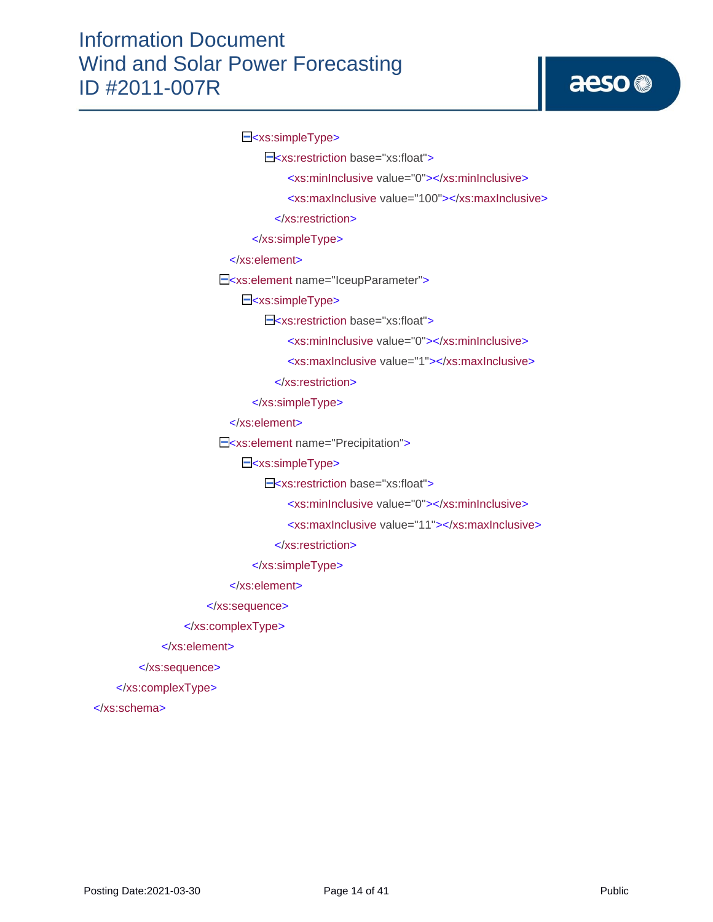```xml
                    <xs:simpleType>
                        <xs:restriction base="xs:float">
                            <xs:minInclusive value="0"></xs:minInclusive>
                            <xs:maxInclusive value="100"></xs:maxInclusive>
                        </xs:restriction>
                    </xs:simpleType>
                </xs:element>
                <xs:element name="IceupParameter">
                    <xs:simpleType>
                        <xs:restriction base="xs:float">
                            <xs:minInclusive value="0"></xs:minInclusive>
                            <xs:maxInclusive value="1"></xs:maxInclusive>
                        </xs:restriction>
                    </xs:simpleType>
                </xs:element>
                <xs:element name="Precipitation">
                    <xs:simpleType>
                        <xs:restriction base="xs:float">
                            <xs:minInclusive value="0"></xs:minInclusive>
                            <xs:maxInclusive value="11"></xs:maxInclusive>
                        </xs:restriction>
                    </xs:simpleType>
                </xs:element>
            </xs:sequence>
        </xs:complexType>
    </xs:element>
</xs:sequence>
</xs:complexType>
</xs:schema>
```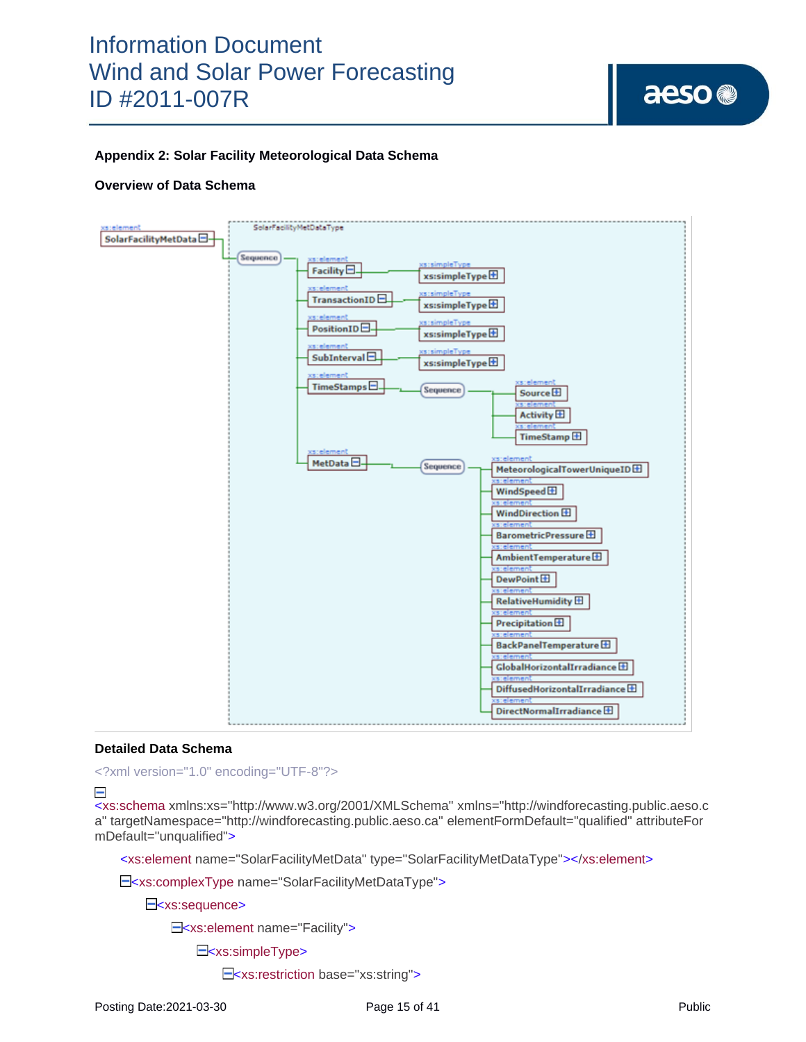## Appendix 2: Solar Facility Meteorological Data Schema

### Overview of Data Schema

### Detailed Data Schema

```
<?xml version="1.0" encoding="UTF-8"?>
<xs:schema xmlns:xs="http://www.w3.org/2001/XMLSchema" xmlns="http://windforecasting.public.aeso.ca" targetNamespace="http://windforecasting.public.aeso.ca" elementFormDefault="qualified" attributeFormDefault="unqualified">
    <xs:element name="SolarFacilityMetData" type="SolarFacilityMetDataType"></xs:element>
    <xs:complexType name="SolarFacilityMetDataType">
        <xs:sequence>
            <xs:element name="Facility">
                <xs:simpleType>
                    <xs:restriction base="xs:string">
```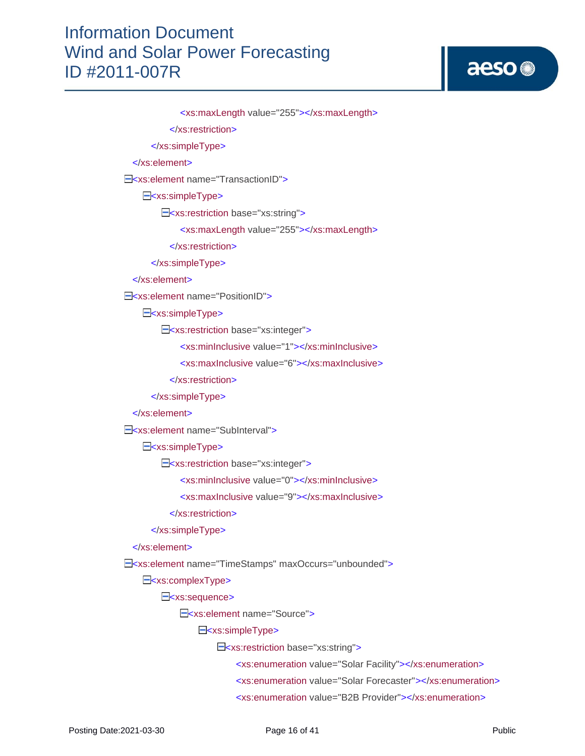```xml
                <xs:maxLength value="255"></xs:maxLength>
            </xs:restriction>
        </xs:simpleType>
    </xs:element>
    <xs:element name="TransactionID">
        <xs:simpleType>
            <xs:restriction base="xs:string">
                <xs:maxLength value="255"></xs:maxLength>
            </xs:restriction>
        </xs:simpleType>
    </xs:element>
    <xs:element name="PositionID">
        <xs:simpleType>
            <xs:restriction base="xs:integer">
                <xs:minInclusive value="1"></xs:minInclusive>
                <xs:maxInclusive value="6"></xs:maxInclusive>
            </xs:restriction>
        </xs:simpleType>
    </xs:element>
    <xs:element name="SubInterval">
        <xs:simpleType>
            <xs:restriction base="xs:integer">
                <xs:minInclusive value="0"></xs:minInclusive>
                <xs:maxInclusive value="9"></xs:maxInclusive>
            </xs:restriction>
        </xs:simpleType>
    </xs:element>
    <xs:element name="TimeStamps" maxOccurs="unbounded">
        <xs:complexType>
            <xs:sequence>
                <xs:element name="Source">
                    <xs:simpleType>
                        <xs:restriction base="xs:string">
                            <xs:enumeration value="Solar Facility"></xs:enumeration>
                            <xs:enumeration value="Solar Forecaster"></xs:enumeration>
                            <xs:enumeration value="B2B Provider"></xs:enumeration>
```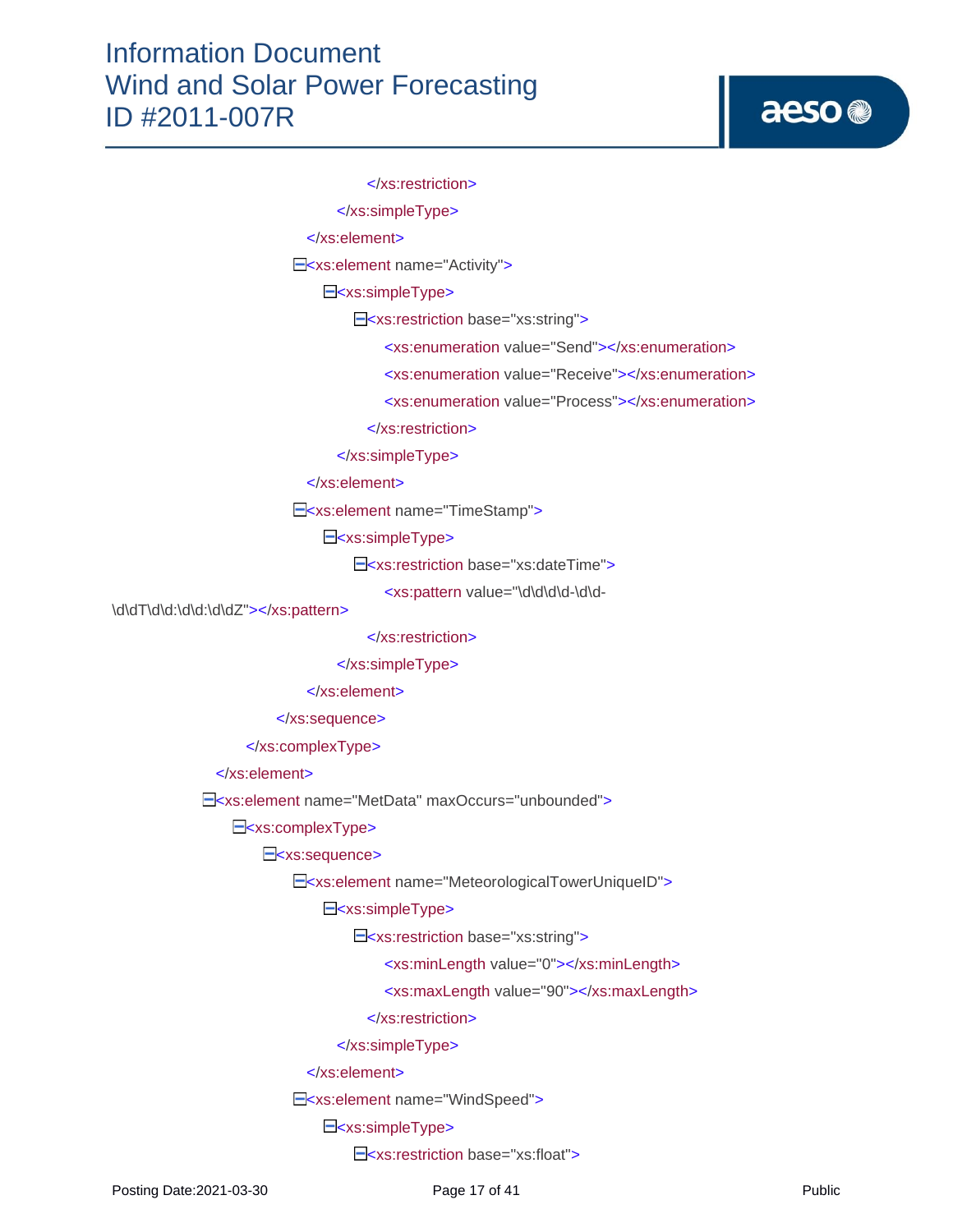```xml
                                    </xs:restriction>
                                </xs:simpleType>
                            </xs:element>
                            <xs:element name="Activity">
                                <xs:simpleType>
                                    <xs:restriction base="xs:string">
                                        <xs:enumeration value="Send"></xs:enumeration>
                                        <xs:enumeration value="Receive"></xs:enumeration>
                                        <xs:enumeration value="Process"></xs:enumeration>
                                    </xs:restriction>
                                </xs:simpleType>
                            </xs:element>
                            <xs:element name="TimeStamp">
                                <xs:simpleType>
                                    <xs:restriction base="xs:dateTime">
                                        <xs:pattern value="\d\d\d\d-\d\d-\d\dT\d\d:\d\d:\d\dZ"></xs:pattern>
                                    </xs:restriction>
                                </xs:simpleType>
                            </xs:element>
                        </xs:sequence>
                    </xs:complexType>
                </xs:element>
                <xs:element name="MetData" maxOccurs="unbounded">
                    <xs:complexType>
                        <xs:sequence>
                            <xs:element name="MeteorologicalTowerUniqueID">
                                <xs:simpleType>
                                    <xs:restriction base="xs:string">
                                        <xs:minLength value="0"></xs:minLength>
                                        <xs:maxLength value="90"></xs:maxLength>
                                    </xs:restriction>
                                </xs:simpleType>
                            </xs:element>
                            <xs:element name="WindSpeed">
                                <xs:simpleType>
                                    <xs:restriction base="xs:float">
```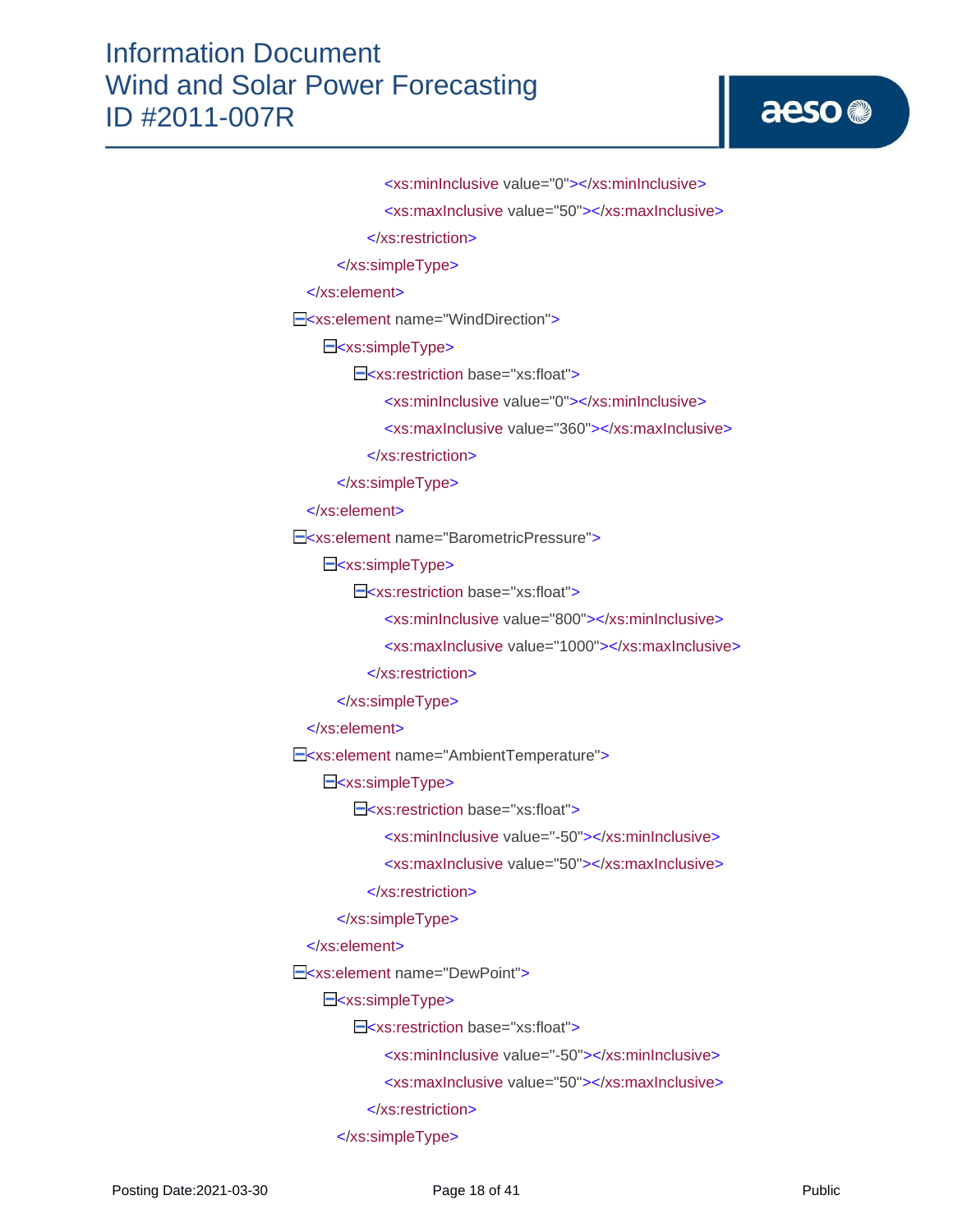```xml
                <xs:minInclusive value="0"></xs:minInclusive>
                <xs:maxInclusive value="50"></xs:maxInclusive>
            </xs:restriction>
        </xs:simpleType>
    </xs:element>
    <xs:element name="WindDirection">
        <xs:simpleType>
            <xs:restriction base="xs:float">
                <xs:minInclusive value="0"></xs:minInclusive>
                <xs:maxInclusive value="360"></xs:maxInclusive>
            </xs:restriction>
        </xs:simpleType>
    </xs:element>
    <xs:element name="BarometricPressure">
        <xs:simpleType>
            <xs:restriction base="xs:float">
                <xs:minInclusive value="800"></xs:minInclusive>
                <xs:maxInclusive value="1000"></xs:maxInclusive>
            </xs:restriction>
        </xs:simpleType>
    </xs:element>
    <xs:element name="AmbientTemperature">
        <xs:simpleType>
            <xs:restriction base="xs:float">
                <xs:minInclusive value="-50"></xs:minInclusive>
                <xs:maxInclusive value="50"></xs:maxInclusive>
            </xs:restriction>
        </xs:simpleType>
    </xs:element>
    <xs:element name="DewPoint">
        <xs:simpleType>
            <xs:restriction base="xs:float">
                <xs:minInclusive value="-50"></xs:minInclusive>
                <xs:maxInclusive value="50"></xs:maxInclusive>
            </xs:restriction>
        </xs:simpleType>
```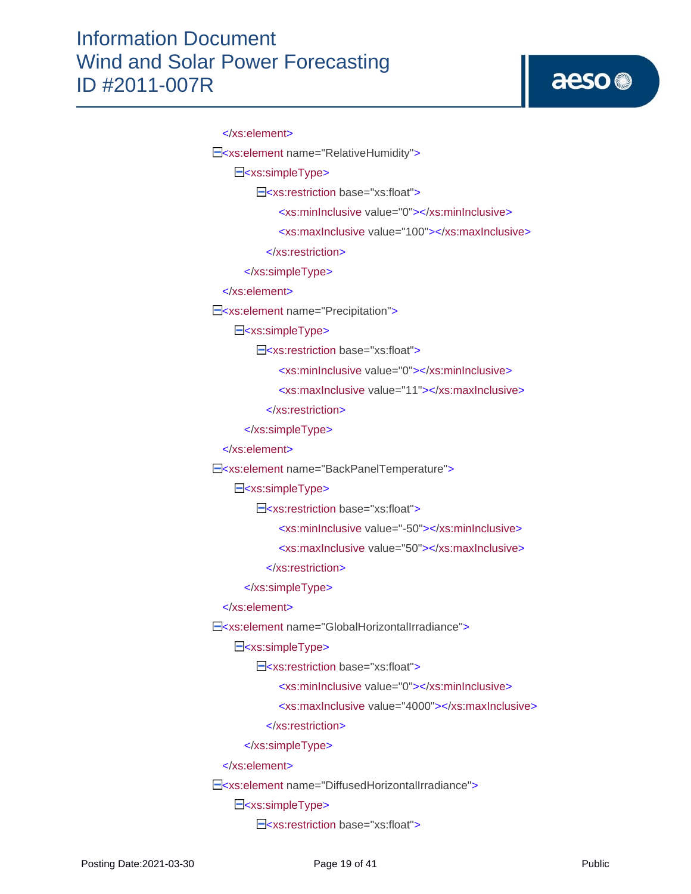```xml
</xs:element>
<xs:element name="RelativeHumidity">
    <xs:simpleType>
        <xs:restriction base="xs:float">
            <xs:minInclusive value="0"></xs:minInclusive>
            <xs:maxInclusive value="100"></xs:maxInclusive>
        </xs:restriction>
    </xs:simpleType>
</xs:element>
<xs:element name="Precipitation">
    <xs:simpleType>
        <xs:restriction base="xs:float">
            <xs:minInclusive value="0"></xs:minInclusive>
            <xs:maxInclusive value="11"></xs:maxInclusive>
        </xs:restriction>
    </xs:simpleType>
</xs:element>
<xs:element name="BackPanelTemperature">
    <xs:simpleType>
        <xs:restriction base="xs:float">
            <xs:minInclusive value="-50"></xs:minInclusive>
            <xs:maxInclusive value="50"></xs:maxInclusive>
        </xs:restriction>
    </xs:simpleType>
</xs:element>
<xs:element name="GlobalHorizontalIrradiance">
    <xs:simpleType>
        <xs:restriction base="xs:float">
            <xs:minInclusive value="0"></xs:minInclusive>
            <xs:maxInclusive value="4000"></xs:maxInclusive>
        </xs:restriction>
    </xs:simpleType>
</xs:element>
<xs:element name="DiffusedHorizontalIrradiance">
    <xs:simpleType>
        <xs:restriction base="xs:float">
```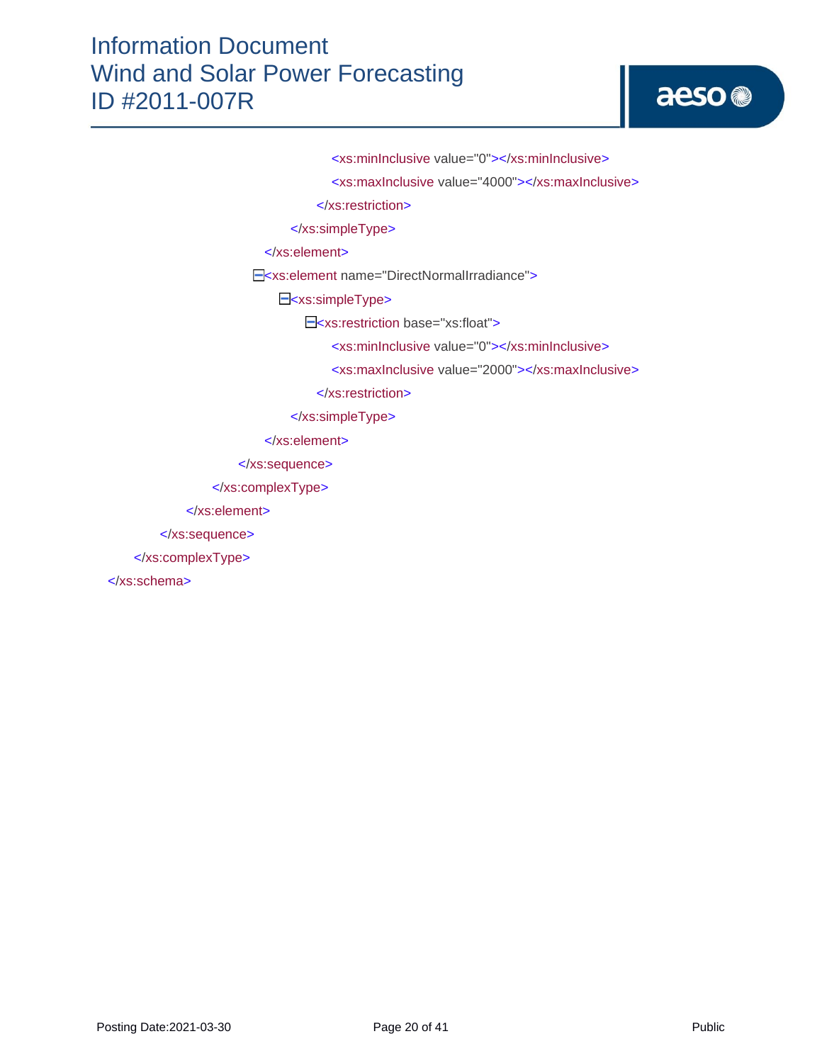```
                                <xs:minInclusive value="0"></xs:minInclusive>
                                <xs:maxInclusive value="4000"></xs:maxInclusive>
                            </xs:restriction>
                        </xs:simpleType>
                    </xs:element>
                    <xs:element name="DirectNormalIrradiance">
                        <xs:simpleType>
                            <xs:restriction base="xs:float">
                                <xs:minInclusive value="0"></xs:minInclusive>
                                <xs:maxInclusive value="2000"></xs:maxInclusive>
                            </xs:restriction>
                        </xs:simpleType>
                    </xs:element>
                </xs:sequence>
            </xs:complexType>
        </xs:element>
    </xs:sequence>
</xs:complexType>
</xs:schema>
```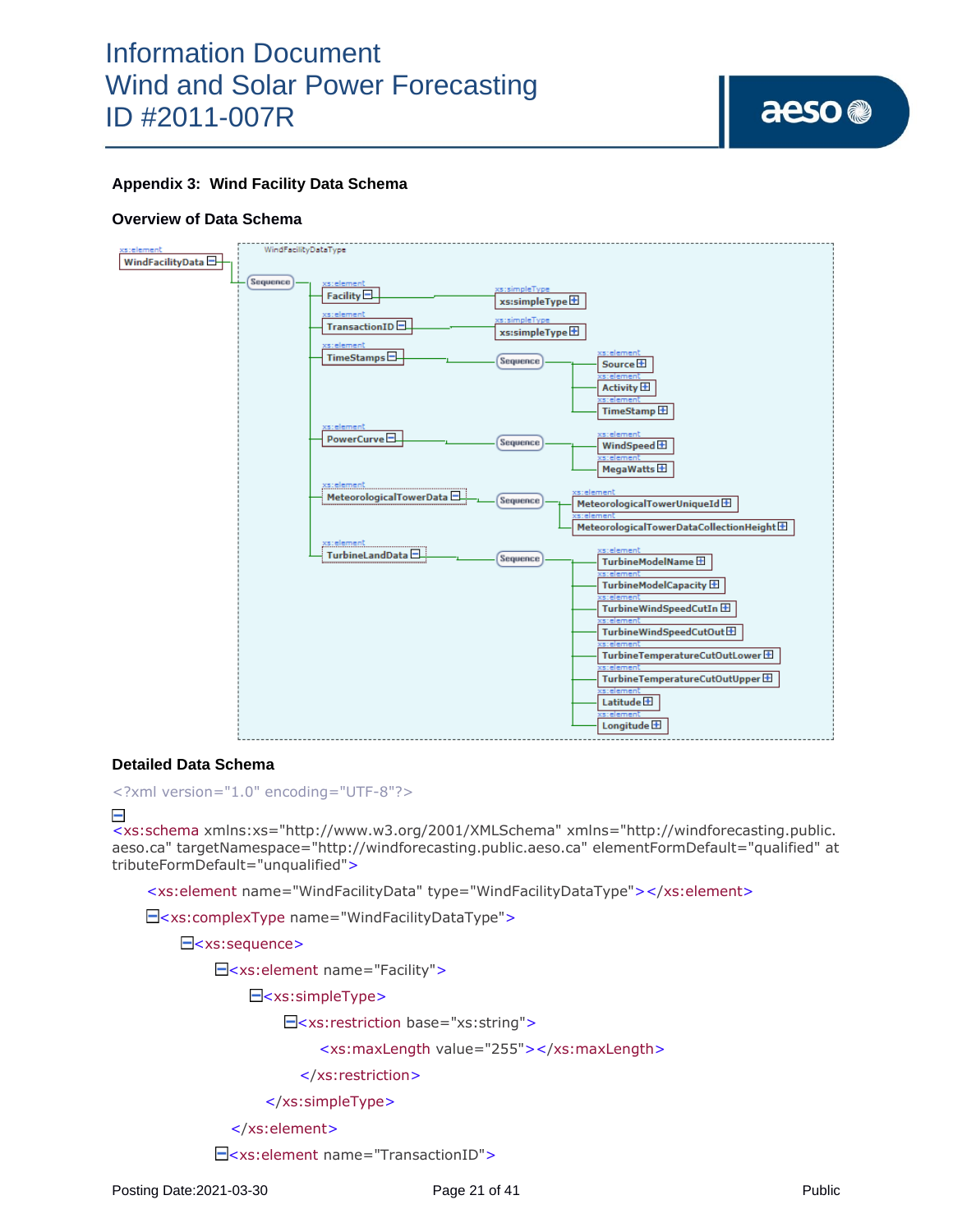## Appendix 3: Wind Facility Data Schema

### Overview of Data Schema

### Detailed Data Schema

```xml
<?xml version="1.0" encoding="UTF-8"?>
<xs:schema xmlns:xs="http://www.w3.org/2001/XMLSchema" xmlns="http://windforecasting.public.aeso.ca" targetNamespace="http://windforecasting.public.aeso.ca" elementFormDefault="qualified" attributeFormDefault="unqualified">
    <xs:element name="WindFacilityData" type="WindFacilityDataType"></xs:element>
    <xs:complexType name="WindFacilityDataType">
        <xs:sequence>
            <xs:element name="Facility">
                <xs:simpleType>
                    <xs:restriction base="xs:string">
                        <xs:maxLength value="255"></xs:maxLength>
                    </xs:restriction>
                </xs:simpleType>
            </xs:element>
            <xs:element name="TransactionID">
```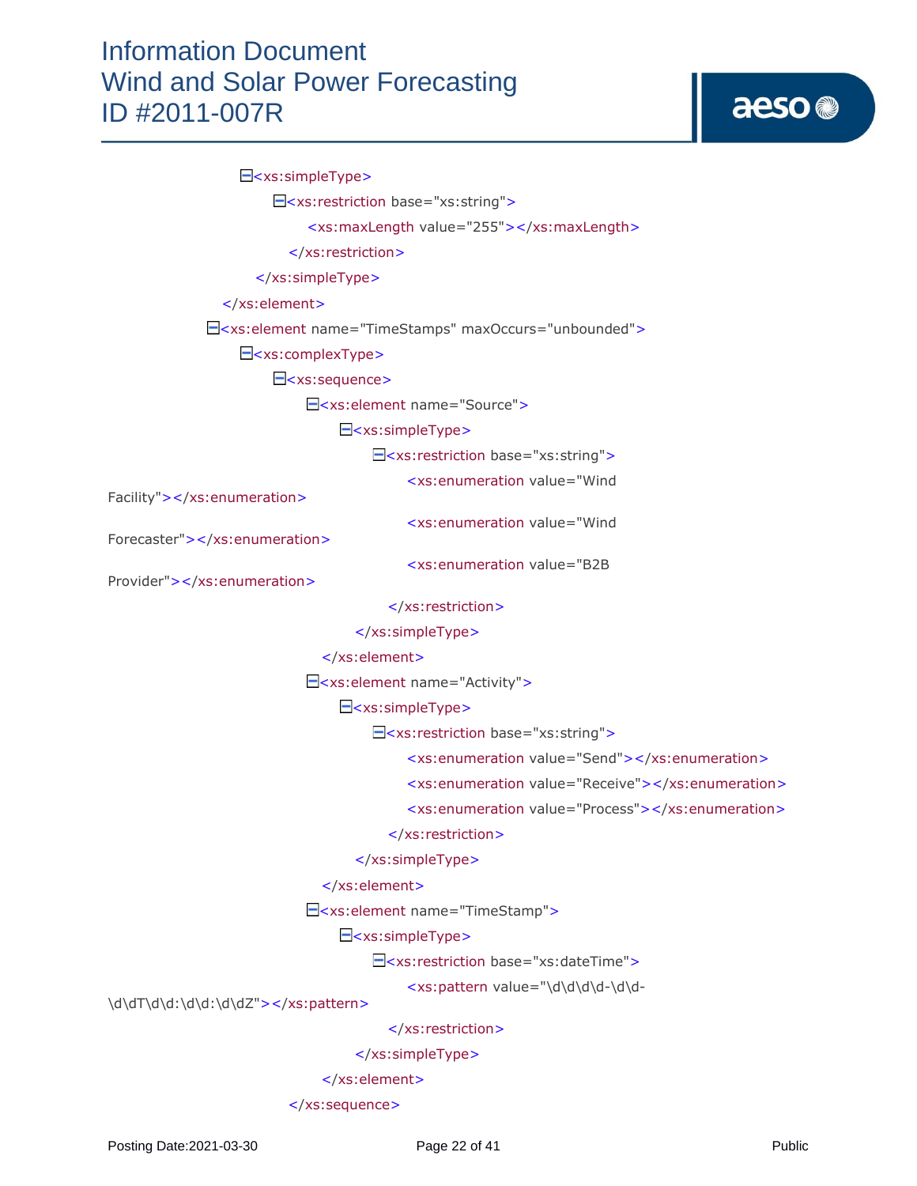```xml
<xs:simpleType>
  <xs:restriction base="xs:string">
    <xs:maxLength value="255"></xs:maxLength>
  </xs:restriction>
</xs:simpleType>
</xs:element>
<xs:element name="TimeStamps" maxOccurs="unbounded">
  <xs:complexType>
    <xs:sequence>
      <xs:element name="Source">
        <xs:simpleType>
          <xs:restriction base="xs:string">
            <xs:enumeration value="Wind
Facility"></xs:enumeration>
            <xs:enumeration value="Wind
Forecaster"></xs:enumeration>
            <xs:enumeration value="B2B
Provider"></xs:enumeration>
          </xs:restriction>
        </xs:simpleType>
      </xs:element>
      <xs:element name="Activity">
        <xs:simpleType>
          <xs:restriction base="xs:string">
            <xs:enumeration value="Send"></xs:enumeration>
            <xs:enumeration value="Receive"></xs:enumeration>
            <xs:enumeration value="Process"></xs:enumeration>
          </xs:restriction>
        </xs:simpleType>
      </xs:element>
      <xs:element name="TimeStamp">
        <xs:simpleType>
          <xs:restriction base="xs:dateTime">
            <xs:pattern value="\d\d\d\d-\d\d-
\d\dT\d\d:\d\d:\d\dZ"></xs:pattern>
          </xs:restriction>
        </xs:simpleType>
      </xs:element>
    </xs:sequence>
```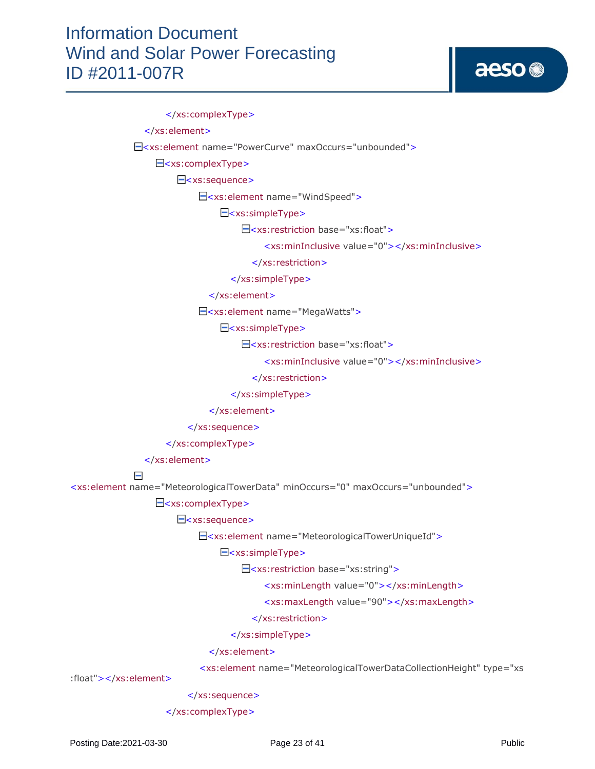```
                        </xs:complexType>
                    </xs:element>
                    <xs:element name="PowerCurve" maxOccurs="unbounded">
                        <xs:complexType>
                            <xs:sequence>
                                <xs:element name="WindSpeed">
                                    <xs:simpleType>
                                        <xs:restriction base="xs:float">
                                            <xs:minInclusive value="0"></xs:minInclusive>
                                        </xs:restriction>
                                    </xs:simpleType>
                                </xs:element>
                                <xs:element name="MegaWatts">
                                    <xs:simpleType>
                                        <xs:restriction base="xs:float">
                                            <xs:minInclusive value="0"></xs:minInclusive>
                                        </xs:restriction>
                                    </xs:simpleType>
                                </xs:element>
                            </xs:sequence>
                        </xs:complexType>
                    </xs:element>
<xs:element name="MeteorologicalTowerData" minOccurs="0" maxOccurs="unbounded">
                        <xs:complexType>
                            <xs:sequence>
                                <xs:element name="MeteorologicalTowerUniqueId">
                                    <xs:simpleType>
                                        <xs:restriction base="xs:string">
                                            <xs:minLength value="0"></xs:minLength>
                                            <xs:maxLength value="90"></xs:maxLength>
                                        </xs:restriction>
                                    </xs:simpleType>
                                </xs:element>
                                <xs:element name="MeteorologicalTowerDataCollectionHeight" type="xs
:float"></xs:element>
                            </xs:sequence>
                        </xs:complexType>
```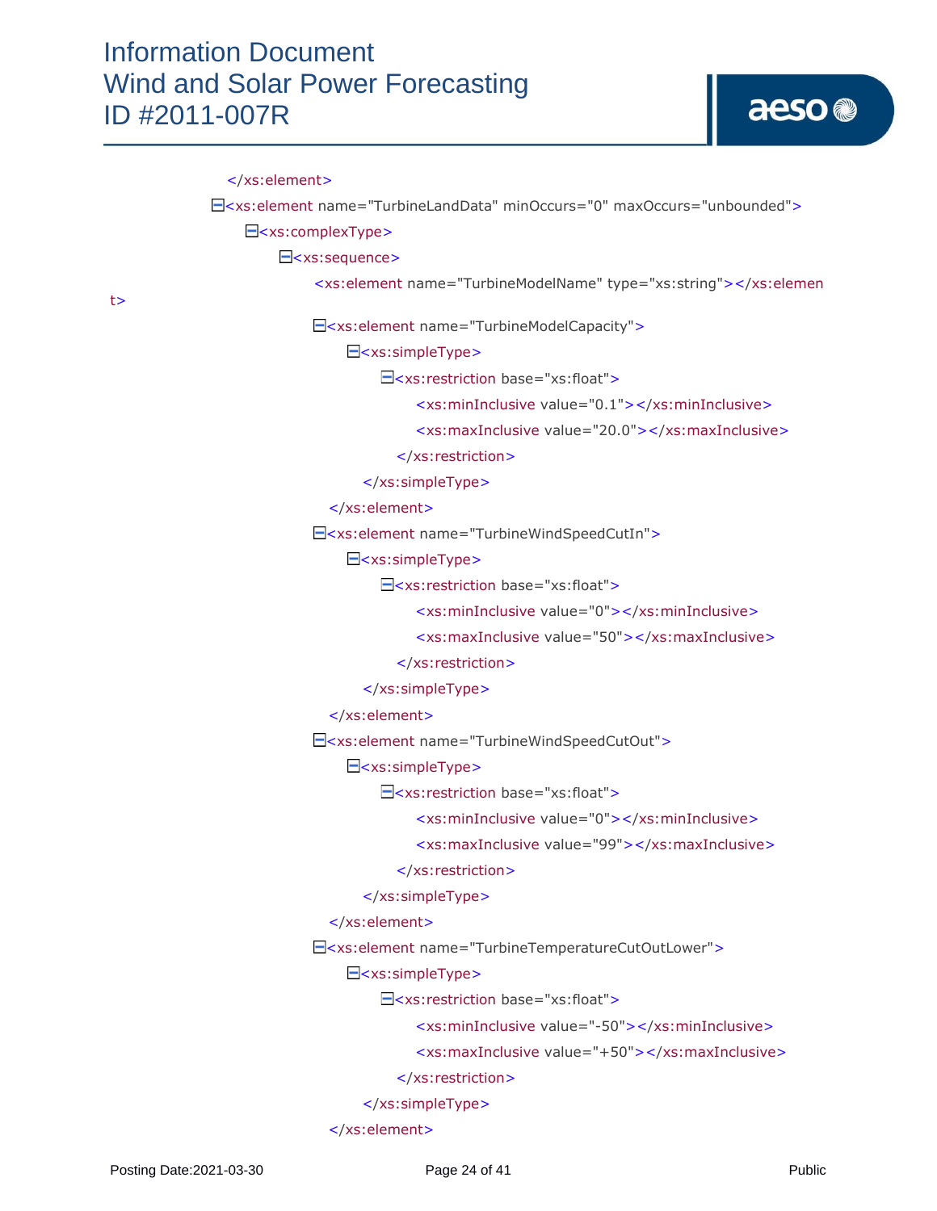```xml
</xs:element>
<xs:element name="TurbineLandData" minOccurs="0" maxOccurs="unbounded">
    <xs:complexType>
        <xs:sequence>
            <xs:element name="TurbineModelName" type="xs:string"></xs:element>
            <xs:element name="TurbineModelCapacity">
                <xs:simpleType>
                    <xs:restriction base="xs:float">
                        <xs:minInclusive value="0.1"></xs:minInclusive>
                        <xs:maxInclusive value="20.0"></xs:maxInclusive>
                    </xs:restriction>
                </xs:simpleType>
            </xs:element>
            <xs:element name="TurbineWindSpeedCutIn">
                <xs:simpleType>
                    <xs:restriction base="xs:float">
                        <xs:minInclusive value="0"></xs:minInclusive>
                        <xs:maxInclusive value="50"></xs:maxInclusive>
                    </xs:restriction>
                </xs:simpleType>
            </xs:element>
            <xs:element name="TurbineWindSpeedCutOut">
                <xs:simpleType>
                    <xs:restriction base="xs:float">
                        <xs:minInclusive value="0"></xs:minInclusive>
                        <xs:maxInclusive value="99"></xs:maxInclusive>
                    </xs:restriction>
                </xs:simpleType>
            </xs:element>
            <xs:element name="TurbineTemperatureCutOutLower">
                <xs:simpleType>
                    <xs:restriction base="xs:float">
                        <xs:minInclusive value="-50"></xs:minInclusive>
                        <xs:maxInclusive value="+50"></xs:maxInclusive>
                    </xs:restriction>
                </xs:simpleType>
            </xs:element>
```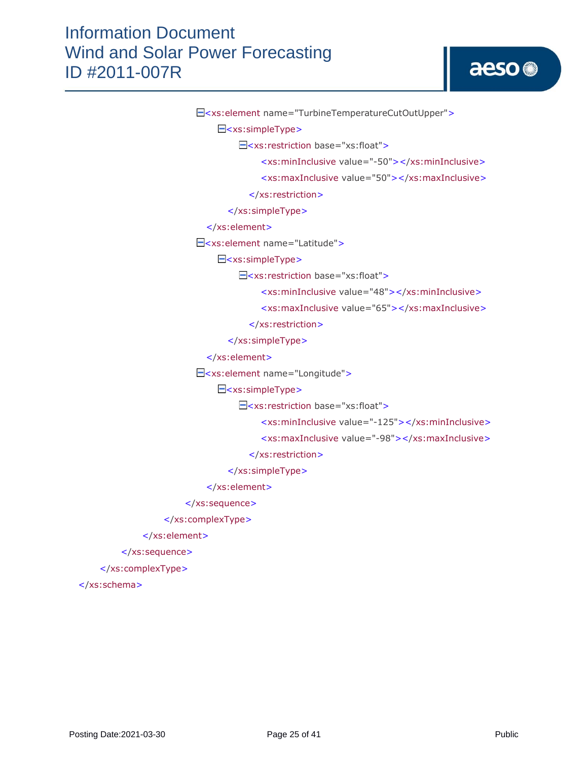```xml
                    <xs:element name="TurbineTemperatureCutOutUpper">
                        <xs:simpleType>
                            <xs:restriction base="xs:float">
                                <xs:minInclusive value="-50"></xs:minInclusive>
                                <xs:maxInclusive value="50"></xs:maxInclusive>
                            </xs:restriction>
                        </xs:simpleType>
                    </xs:element>
                    <xs:element name="Latitude">
                        <xs:simpleType>
                            <xs:restriction base="xs:float">
                                <xs:minInclusive value="48"></xs:minInclusive>
                                <xs:maxInclusive value="65"></xs:maxInclusive>
                            </xs:restriction>
                        </xs:simpleType>
                    </xs:element>
                    <xs:element name="Longitude">
                        <xs:simpleType>
                            <xs:restriction base="xs:float">
                                <xs:minInclusive value="-125"></xs:minInclusive>
                                <xs:maxInclusive value="-98"></xs:maxInclusive>
                            </xs:restriction>
                        </xs:simpleType>
                    </xs:element>
                </xs:sequence>
            </xs:complexType>
        </xs:element>
    </xs:sequence>
</xs:complexType>
</xs:schema>
```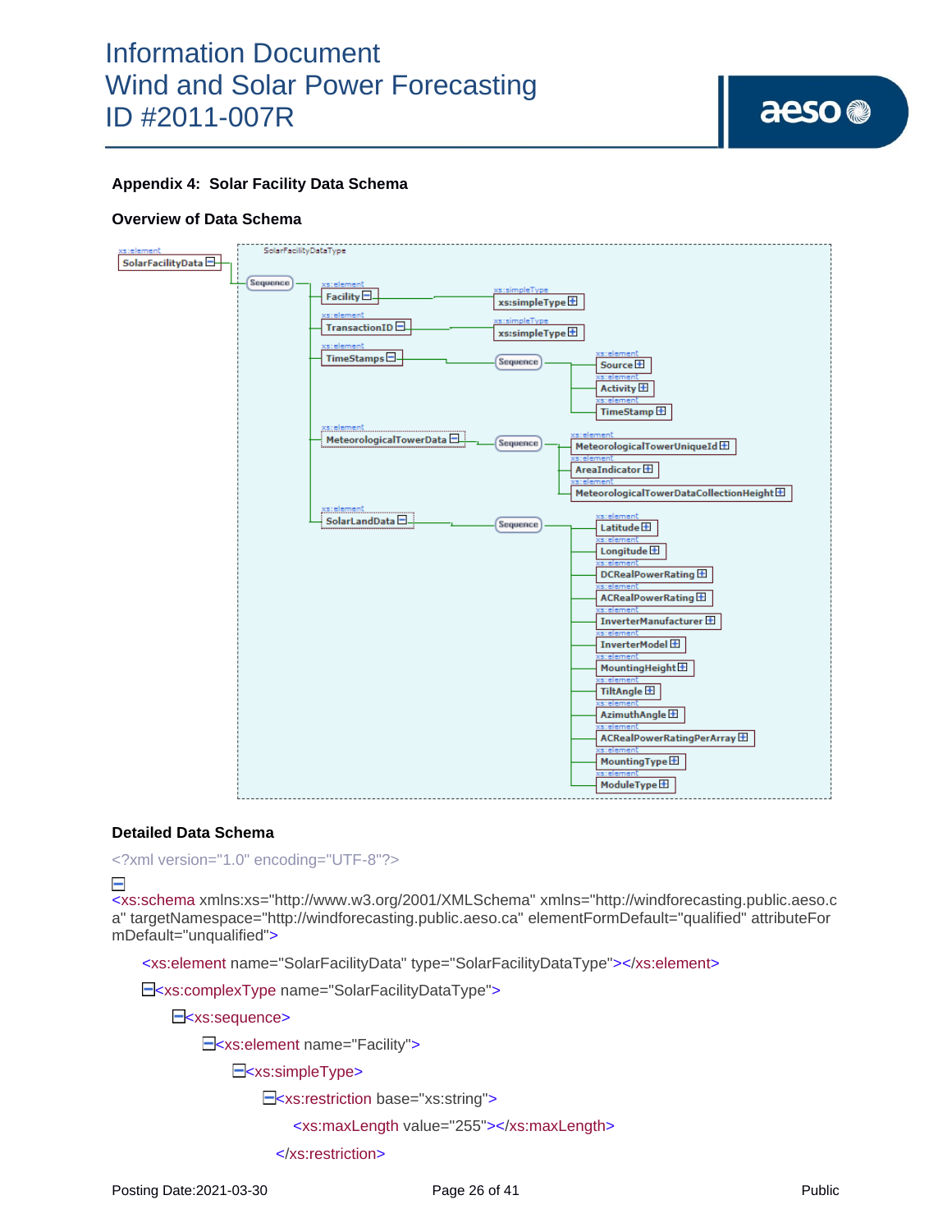### Appendix 4: Solar Facility Data Schema

### Overview of Data Schema

### Detailed Data Schema

```
<?xml version="1.0" encoding="UTF-8"?>
<xs:schema xmlns:xs="http://www.w3.org/2001/XMLSchema" xmlns="http://windforecasting.public.aeso.ca" targetNamespace="http://windforecasting.public.aeso.ca" elementFormDefault="qualified" attributeFormDefault="unqualified">
    <xs:element name="SolarFacilityData" type="SolarFacilityDataType"></xs:element>
    <xs:complexType name="SolarFacilityDataType">
        <xs:sequence>
            <xs:element name="Facility">
                <xs:simpleType>
                    <xs:restriction base="xs:string">
                        <xs:maxLength value="255"></xs:maxLength>
                    </xs:restriction>
```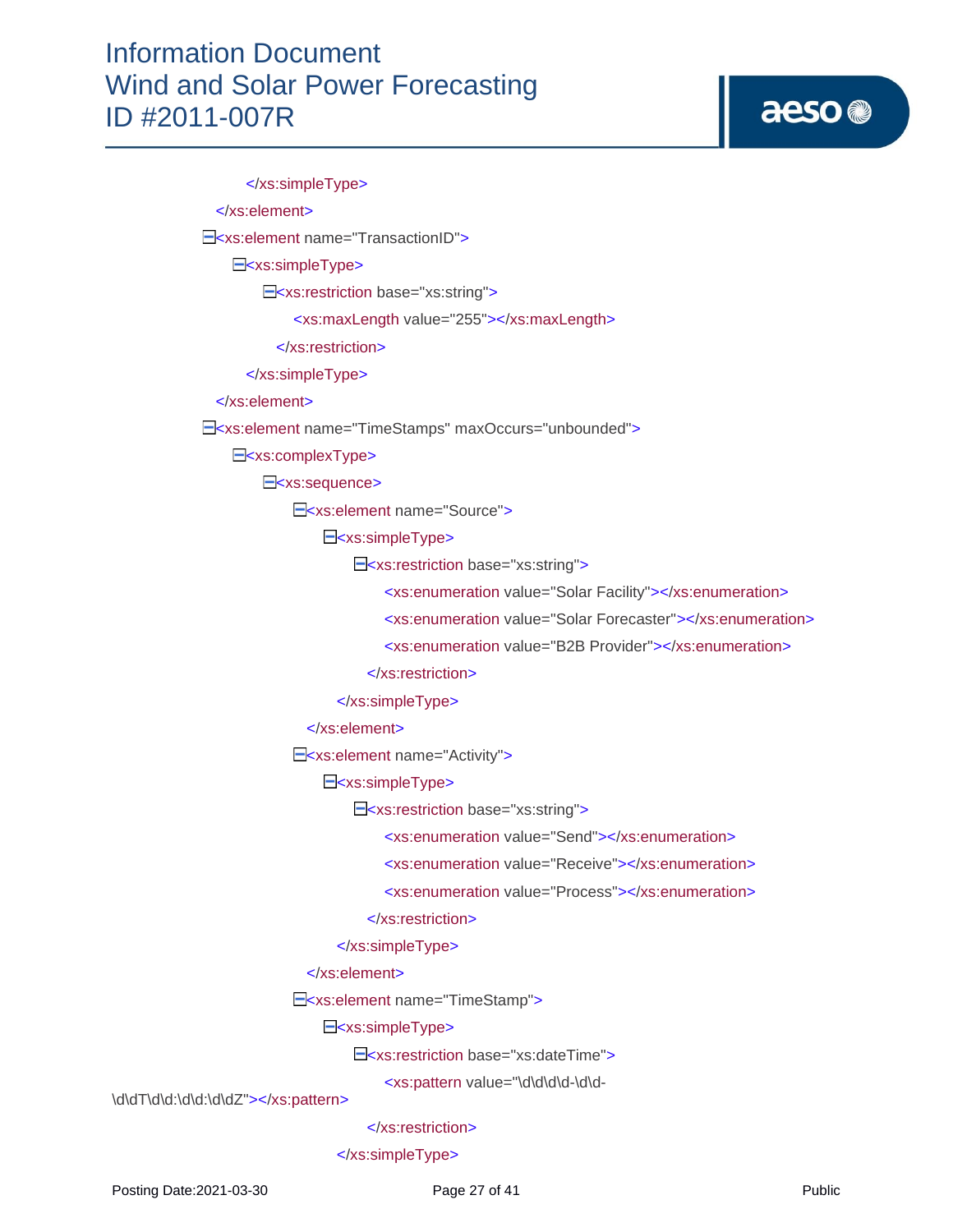```
            </xs:simpleType>
        </xs:element>
        <xs:element name="TransactionID">
            <xs:simpleType>
                <xs:restriction base="xs:string">
                    <xs:maxLength value="255"></xs:maxLength>
                </xs:restriction>
            </xs:simpleType>
        </xs:element>
        <xs:element name="TimeStamps" maxOccurs="unbounded">
            <xs:complexType>
                <xs:sequence>
                    <xs:element name="Source">
                        <xs:simpleType>
                            <xs:restriction base="xs:string">
                                <xs:enumeration value="Solar Facility"></xs:enumeration>
                                <xs:enumeration value="Solar Forecaster"></xs:enumeration>
                                <xs:enumeration value="B2B Provider"></xs:enumeration>
                            </xs:restriction>
                        </xs:simpleType>
                    </xs:element>
                    <xs:element name="Activity">
                        <xs:simpleType>
                            <xs:restriction base="xs:string">
                                <xs:enumeration value="Send"></xs:enumeration>
                                <xs:enumeration value="Receive"></xs:enumeration>
                                <xs:enumeration value="Process"></xs:enumeration>
                            </xs:restriction>
                        </xs:simpleType>
                    </xs:element>
                    <xs:element name="TimeStamp">
                        <xs:simpleType>
                            <xs:restriction base="xs:dateTime">
                                <xs:pattern value="\d\d\d\d-\d\d-
\d\dT\d\d:\d\d:\d\dZ"></xs:pattern>
                            </xs:restriction>
                        </xs:simpleType>
```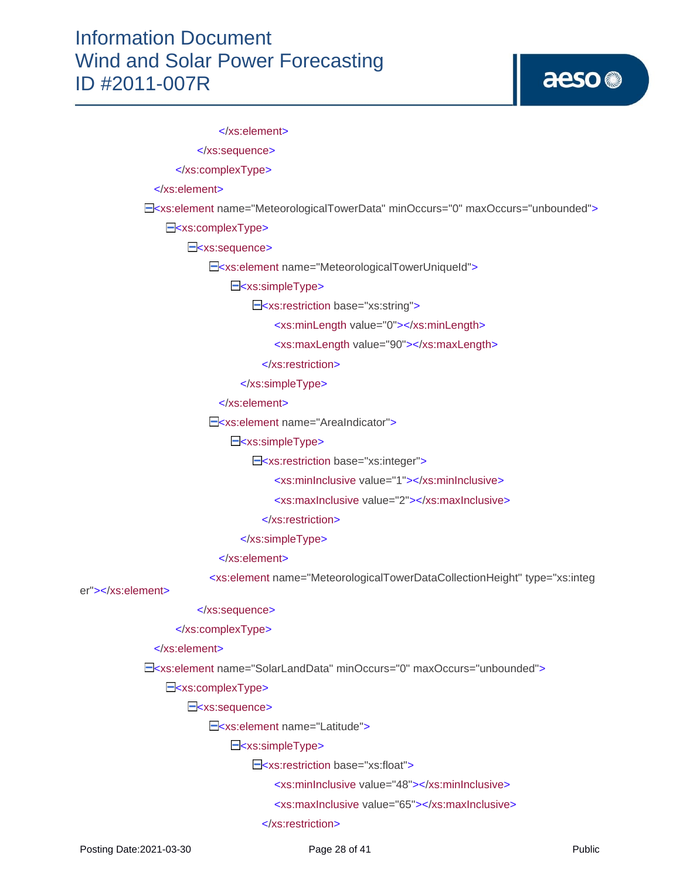```
                    </xs:element>
                </xs:sequence>
            </xs:complexType>
        </xs:element>
        <xs:element name="MeteorologicalTowerData" minOccurs="0" maxOccurs="unbounded">
            <xs:complexType>
                <xs:sequence>
                    <xs:element name="MeteorologicalTowerUniqueId">
                        <xs:simpleType>
                            <xs:restriction base="xs:string">
                                <xs:minLength value="0"></xs:minLength>
                                <xs:maxLength value="90"></xs:maxLength>
                            </xs:restriction>
                        </xs:simpleType>
                    </xs:element>
                    <xs:element name="AreaIndicator">
                        <xs:simpleType>
                            <xs:restriction base="xs:integer">
                                <xs:minInclusive value="1"></xs:minInclusive>
                                <xs:maxInclusive value="2"></xs:maxInclusive>
                            </xs:restriction>
                        </xs:simpleType>
                    </xs:element>
                    <xs:element name="MeteorologicalTowerDataCollectionHeight" type="xs:integ
er"></xs:element>
                </xs:sequence>
            </xs:complexType>
        </xs:element>
        <xs:element name="SolarLandData" minOccurs="0" maxOccurs="unbounded">
            <xs:complexType>
                <xs:sequence>
                    <xs:element name="Latitude">
                        <xs:simpleType>
                            <xs:restriction base="xs:float">
                                <xs:minInclusive value="48"></xs:minInclusive>
                                <xs:maxInclusive value="65"></xs:maxInclusive>
                            </xs:restriction>
```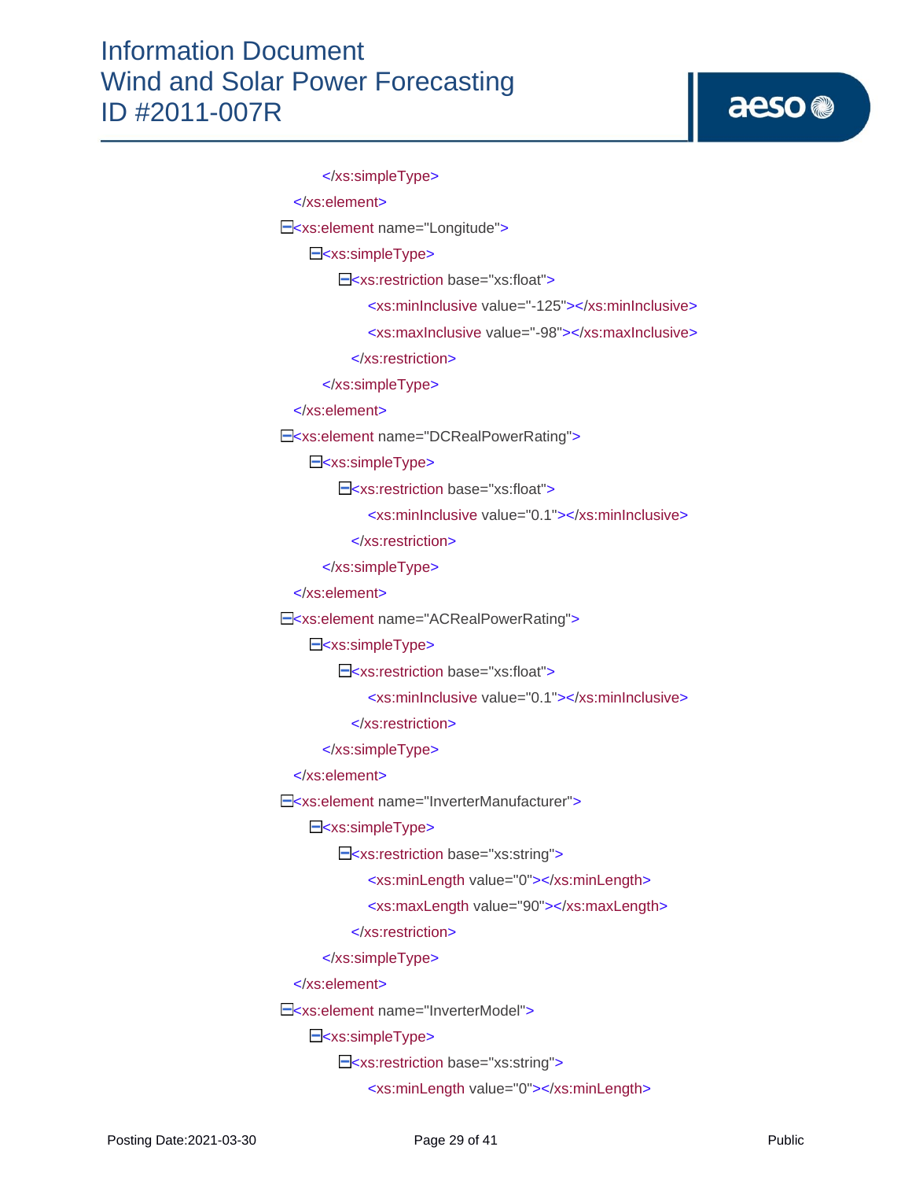```xml
            </xs:simpleType>
        </xs:element>
        <xs:element name="Longitude">
            <xs:simpleType>
                <xs:restriction base="xs:float">
                    <xs:minInclusive value="-125"></xs:minInclusive>
                    <xs:maxInclusive value="-98"></xs:maxInclusive>
                </xs:restriction>
            </xs:simpleType>
        </xs:element>
        <xs:element name="DCRealPowerRating">
            <xs:simpleType>
                <xs:restriction base="xs:float">
                    <xs:minInclusive value="0.1"></xs:minInclusive>
                </xs:restriction>
            </xs:simpleType>
        </xs:element>
        <xs:element name="ACRealPowerRating">
            <xs:simpleType>
                <xs:restriction base="xs:float">
                    <xs:minInclusive value="0.1"></xs:minInclusive>
                </xs:restriction>
            </xs:simpleType>
        </xs:element>
        <xs:element name="InverterManufacturer">
            <xs:simpleType>
                <xs:restriction base="xs:string">
                    <xs:minLength value="0"></xs:minLength>
                    <xs:maxLength value="90"></xs:maxLength>
                </xs:restriction>
            </xs:simpleType>
        </xs:element>
        <xs:element name="InverterModel">
            <xs:simpleType>
                <xs:restriction base="xs:string">
                    <xs:minLength value="0"></xs:minLength>
```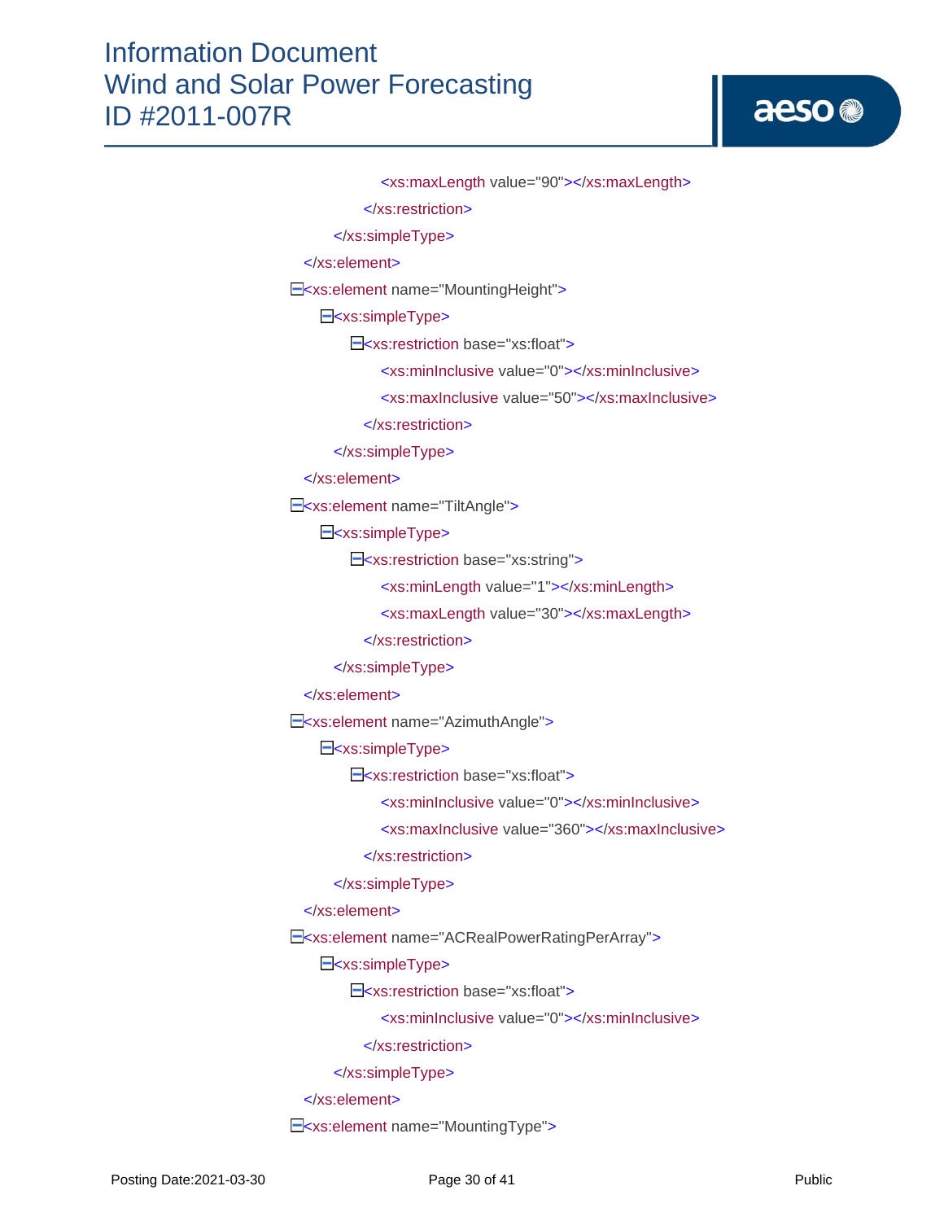```
                <xs:maxLength value="90"></xs:maxLength>
            </xs:restriction>
        </xs:simpleType>
    </xs:element>
    <xs:element name="MountingHeight">
        <xs:simpleType>
            <xs:restriction base="xs:float">
                <xs:minInclusive value="0"></xs:minInclusive>
                <xs:maxInclusive value="50"></xs:maxInclusive>
            </xs:restriction>
        </xs:simpleType>
    </xs:element>
    <xs:element name="TiltAngle">
        <xs:simpleType>
            <xs:restriction base="xs:string">
                <xs:minLength value="1"></xs:minLength>
                <xs:maxLength value="30"></xs:maxLength>
            </xs:restriction>
        </xs:simpleType>
    </xs:element>
    <xs:element name="AzimuthAngle">
        <xs:simpleType>
            <xs:restriction base="xs:float">
                <xs:minInclusive value="0"></xs:minInclusive>
                <xs:maxInclusive value="360"></xs:maxInclusive>
            </xs:restriction>
        </xs:simpleType>
    </xs:element>
    <xs:element name="ACRealPowerRatingPerArray">
        <xs:simpleType>
            <xs:restriction base="xs:float">
                <xs:minInclusive value="0"></xs:minInclusive>
            </xs:restriction>
        </xs:simpleType>
    </xs:element>
    <xs:element name="MountingType">
```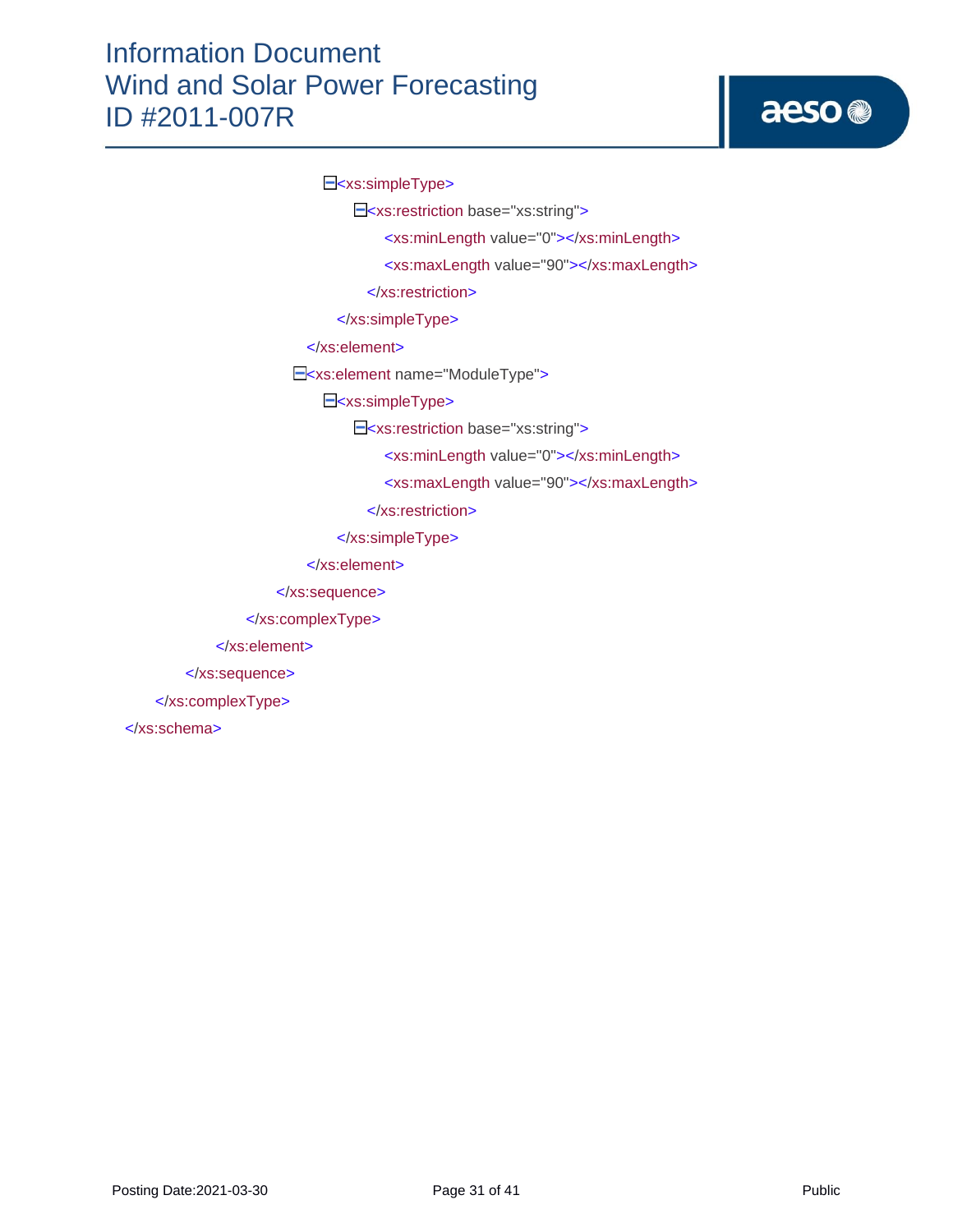```
<xs:simpleType>
    <xs:restriction base="xs:string">
        <xs:minLength value="0"></xs:minLength>
        <xs:maxLength value="90"></xs:maxLength>
    </xs:restriction>
</xs:simpleType>
</xs:element>
<xs:element name="ModuleType">
    <xs:simpleType>
        <xs:restriction base="xs:string">
            <xs:minLength value="0"></xs:minLength>
            <xs:maxLength value="90"></xs:maxLength>
        </xs:restriction>
    </xs:simpleType>
</xs:element>
</xs:sequence>
</xs:complexType>
</xs:element>
</xs:sequence>
</xs:complexType>
</xs:schema>
```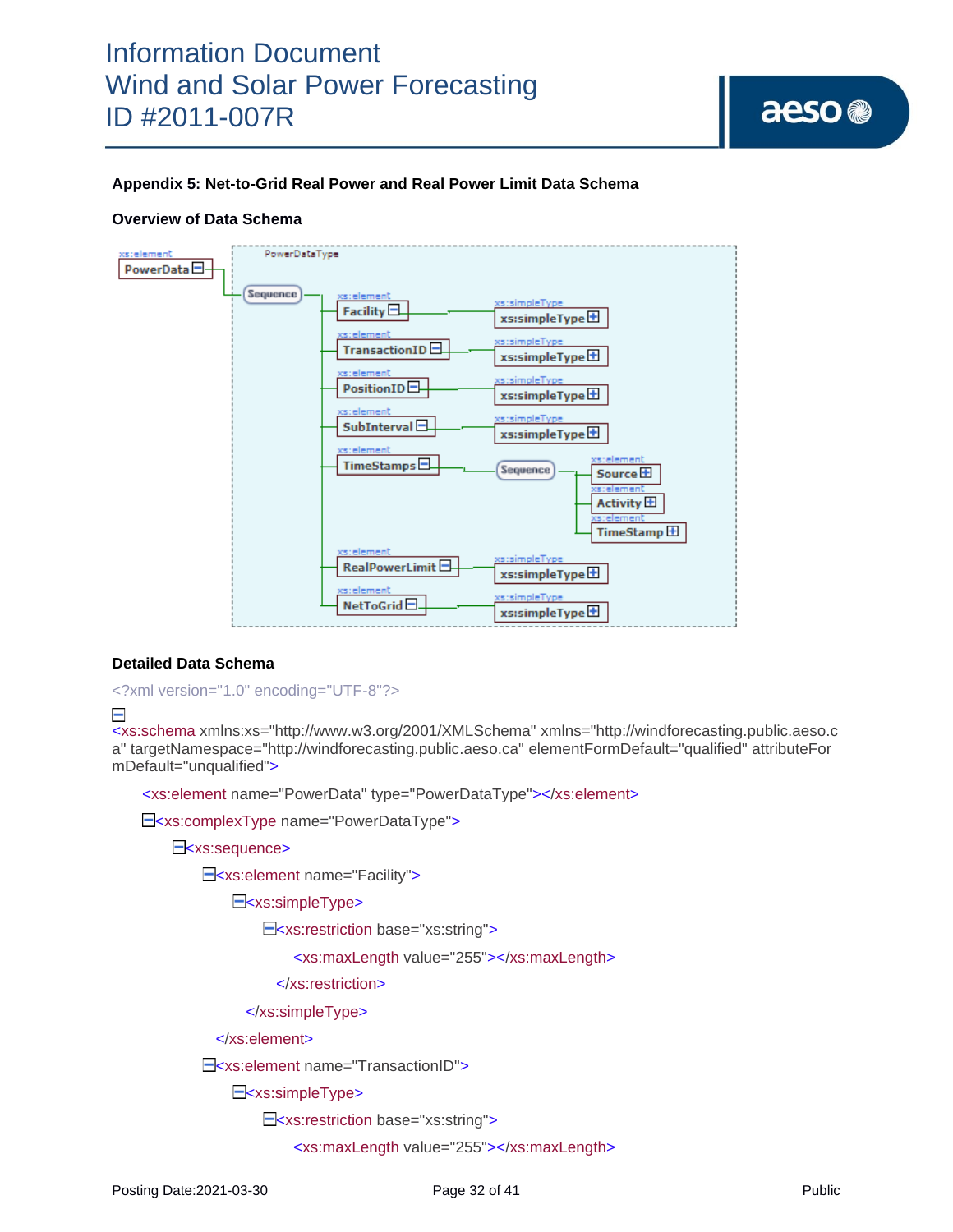## Appendix 5: Net-to-Grid Real Power and Real Power Limit Data Schema

### Overview of Data Schema

### Detailed Data Schema

```
<?xml version="1.0" encoding="UTF-8"?>
<xs:schema xmlns:xs="http://www.w3.org/2001/XMLSchema" xmlns="http://windforecasting.public.aeso.ca" targetNamespace="http://windforecasting.public.aeso.ca" elementFormDefault="qualified" attributeFormDefault="unqualified">
    <xs:element name="PowerData" type="PowerDataType"></xs:element>
    <xs:complexType name="PowerDataType">
        <xs:sequence>
            <xs:element name="Facility">
                <xs:simpleType>
                    <xs:restriction base="xs:string">
                        <xs:maxLength value="255"></xs:maxLength>
                    </xs:restriction>
                </xs:simpleType>
            </xs:element>
            <xs:element name="TransactionID">
                <xs:simpleType>
                    <xs:restriction base="xs:string">
                        <xs:maxLength value="255"></xs:maxLength>
```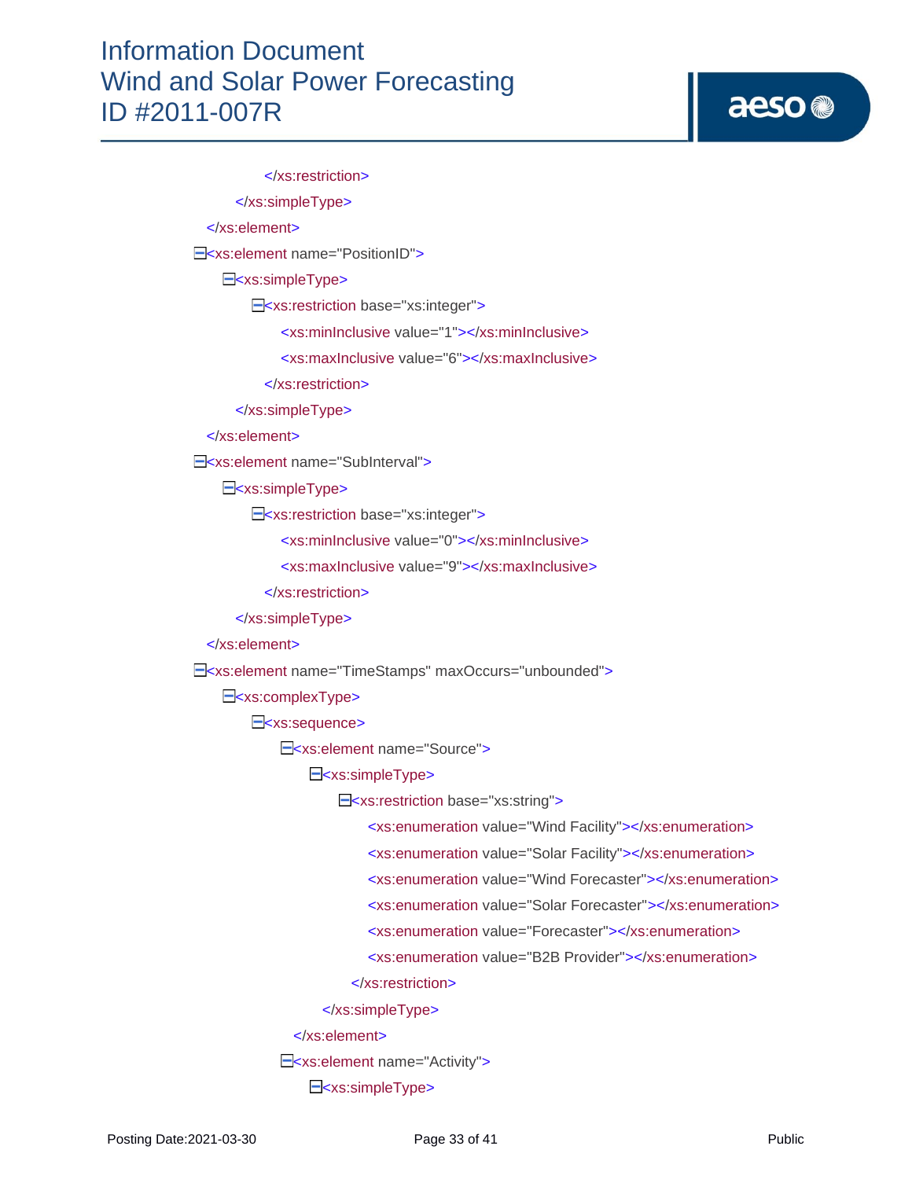```
            </xs:restriction>
        </xs:simpleType>
    </xs:element>
    <xs:element name="PositionID">
        <xs:simpleType>
            <xs:restriction base="xs:integer">
                <xs:minInclusive value="1"></xs:minInclusive>
                <xs:maxInclusive value="6"></xs:maxInclusive>
            </xs:restriction>
        </xs:simpleType>
    </xs:element>
    <xs:element name="SubInterval">
        <xs:simpleType>
            <xs:restriction base="xs:integer">
                <xs:minInclusive value="0"></xs:minInclusive>
                <xs:maxInclusive value="9"></xs:maxInclusive>
            </xs:restriction>
        </xs:simpleType>
    </xs:element>
    <xs:element name="TimeStamps" maxOccurs="unbounded">
        <xs:complexType>
            <xs:sequence>
                <xs:element name="Source">
                    <xs:simpleType>
                        <xs:restriction base="xs:string">
                            <xs:enumeration value="Wind Facility"></xs:enumeration>
                            <xs:enumeration value="Solar Facility"></xs:enumeration>
                            <xs:enumeration value="Wind Forecaster"></xs:enumeration>
                            <xs:enumeration value="Solar Forecaster"></xs:enumeration>
                            <xs:enumeration value="Forecaster"></xs:enumeration>
                            <xs:enumeration value="B2B Provider"></xs:enumeration>
                        </xs:restriction>
                    </xs:simpleType>
                </xs:element>
                <xs:element name="Activity">
                    <xs:simpleType>
```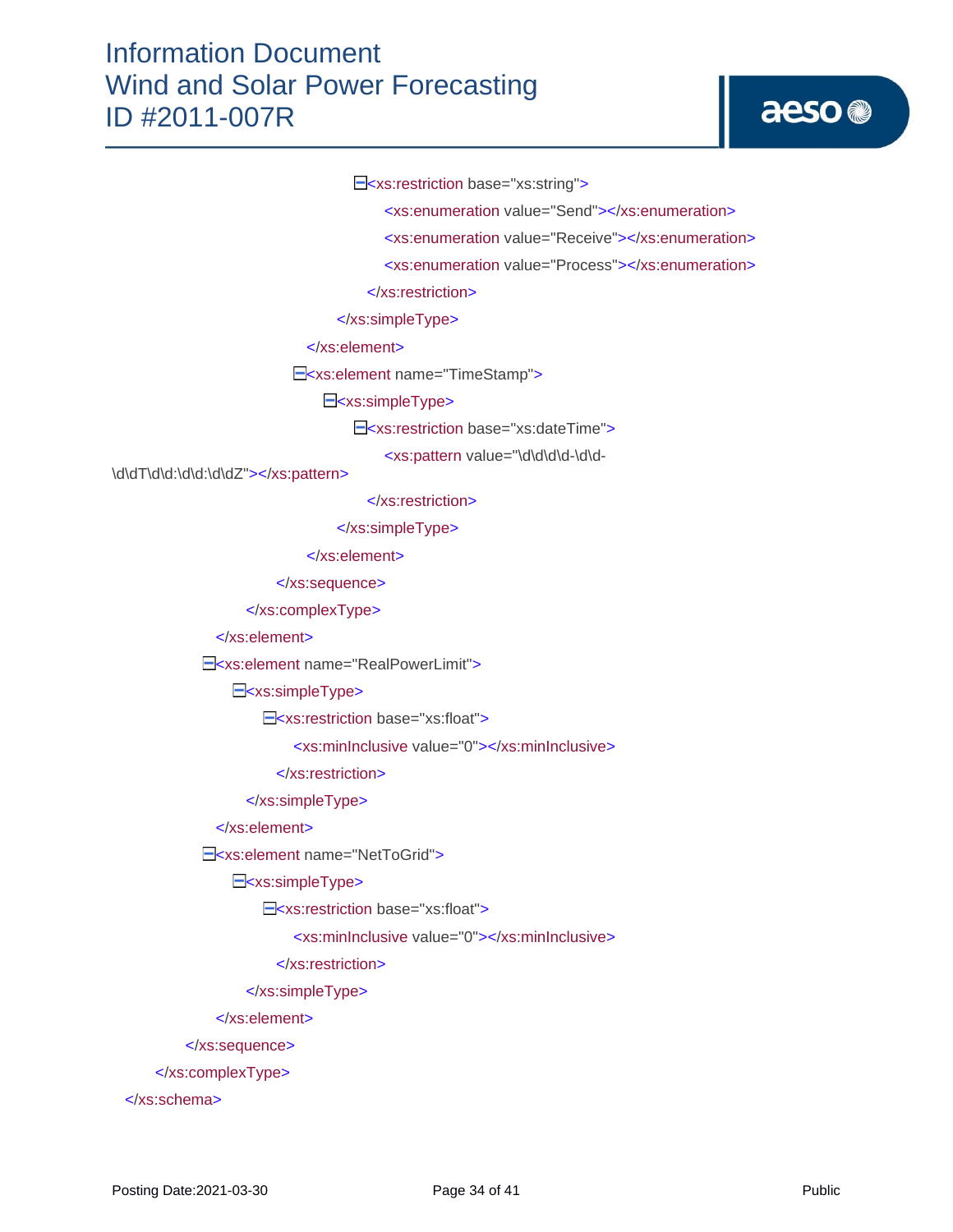```xml
                        <xs:restriction base="xs:string">
                            <xs:enumeration value="Send"></xs:enumeration>
                            <xs:enumeration value="Receive"></xs:enumeration>
                            <xs:enumeration value="Process"></xs:enumeration>
                        </xs:restriction>
                    </xs:simpleType>
                </xs:element>
                <xs:element name="TimeStamp">
                    <xs:simpleType>
                        <xs:restriction base="xs:dateTime">
                            <xs:pattern value="\d\d\d\d-\d\d-\d\dT\d\d:\d\d:\d\dZ"></xs:pattern>
                        </xs:restriction>
                    </xs:simpleType>
                </xs:element>
            </xs:sequence>
        </xs:complexType>
    </xs:element>
    <xs:element name="RealPowerLimit">
        <xs:simpleType>
            <xs:restriction base="xs:float">
                <xs:minInclusive value="0"></xs:minInclusive>
            </xs:restriction>
        </xs:simpleType>
    </xs:element>
    <xs:element name="NetToGrid">
        <xs:simpleType>
            <xs:restriction base="xs:float">
                <xs:minInclusive value="0"></xs:minInclusive>
            </xs:restriction>
        </xs:simpleType>
    </xs:element>
  </xs:sequence>
 </xs:complexType>
</xs:schema>
```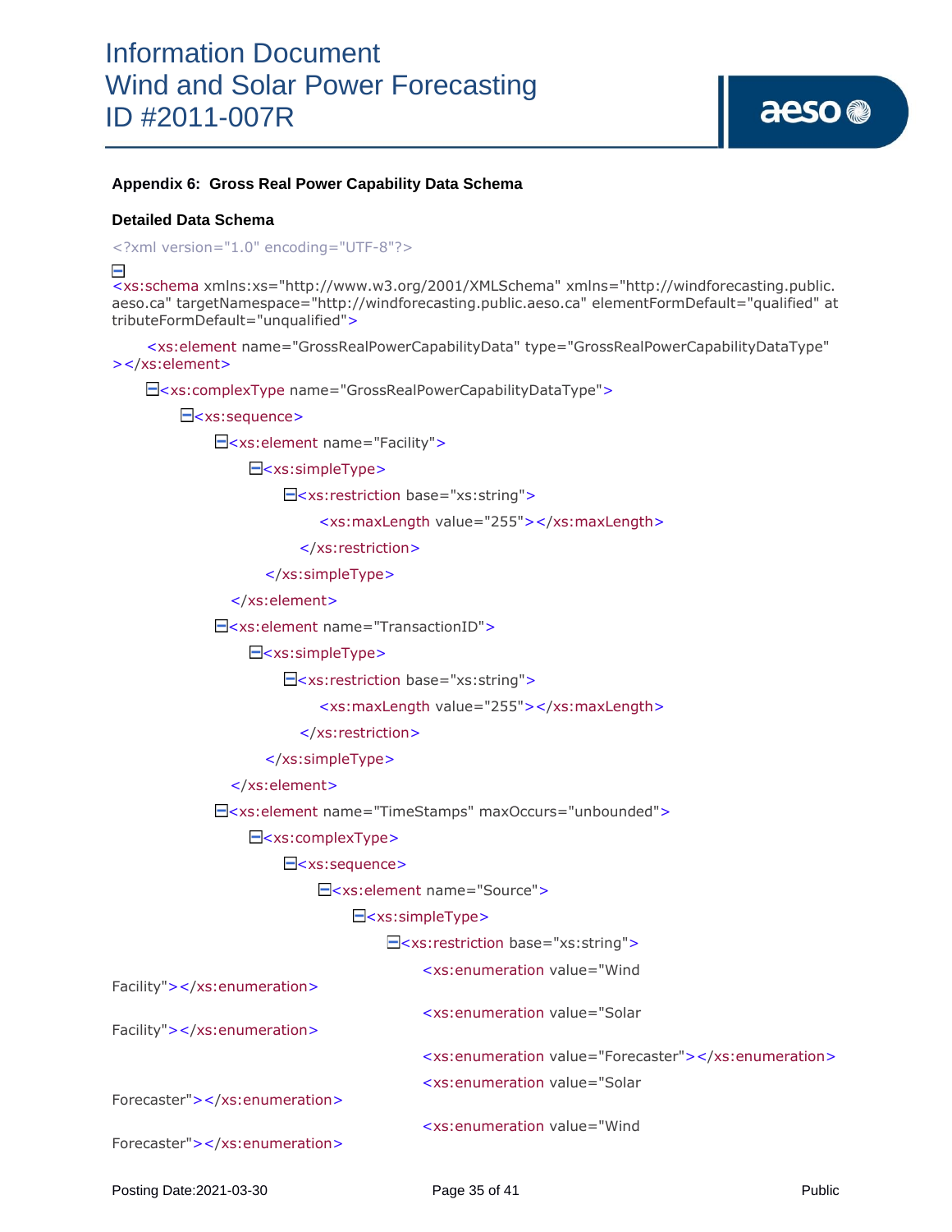**Appendix 6: Gross Real Power Capability Data Schema**

**Detailed Data Schema**

```
<?xml version="1.0" encoding="UTF-8"?>
<xs:schema xmlns:xs="http://www.w3.org/2001/XMLSchema" xmlns="http://windforecasting.public.aeso.ca" targetNamespace="http://windforecasting.public.aeso.ca" elementFormDefault="qualified" attributeFormDefault="unqualified">
    <xs:element name="GrossRealPowerCapabilityData" type="GrossRealPowerCapabilityDataType"></xs:element>
    <xs:complexType name="GrossRealPowerCapabilityDataType">
        <xs:sequence>
            <xs:element name="Facility">
                <xs:simpleType>
                    <xs:restriction base="xs:string">
                        <xs:maxLength value="255"></xs:maxLength>
                    </xs:restriction>
                </xs:simpleType>
            </xs:element>
            <xs:element name="TransactionID">
                <xs:simpleType>
                    <xs:restriction base="xs:string">
                        <xs:maxLength value="255"></xs:maxLength>
                    </xs:restriction>
                </xs:simpleType>
            </xs:element>
            <xs:element name="TimeStamps" maxOccurs="unbounded">
                <xs:complexType>
                    <xs:sequence>
                        <xs:element name="Source">
                            <xs:simpleType>
                                <xs:restriction base="xs:string">
                                    <xs:enumeration value="Wind Facility"></xs:enumeration>
                                    <xs:enumeration value="Solar Facility"></xs:enumeration>
                                    <xs:enumeration value="Forecaster"></xs:enumeration>
                                    <xs:enumeration value="Solar Forecaster"></xs:enumeration>
                                    <xs:enumeration value="Wind Forecaster"></xs:enumeration>
```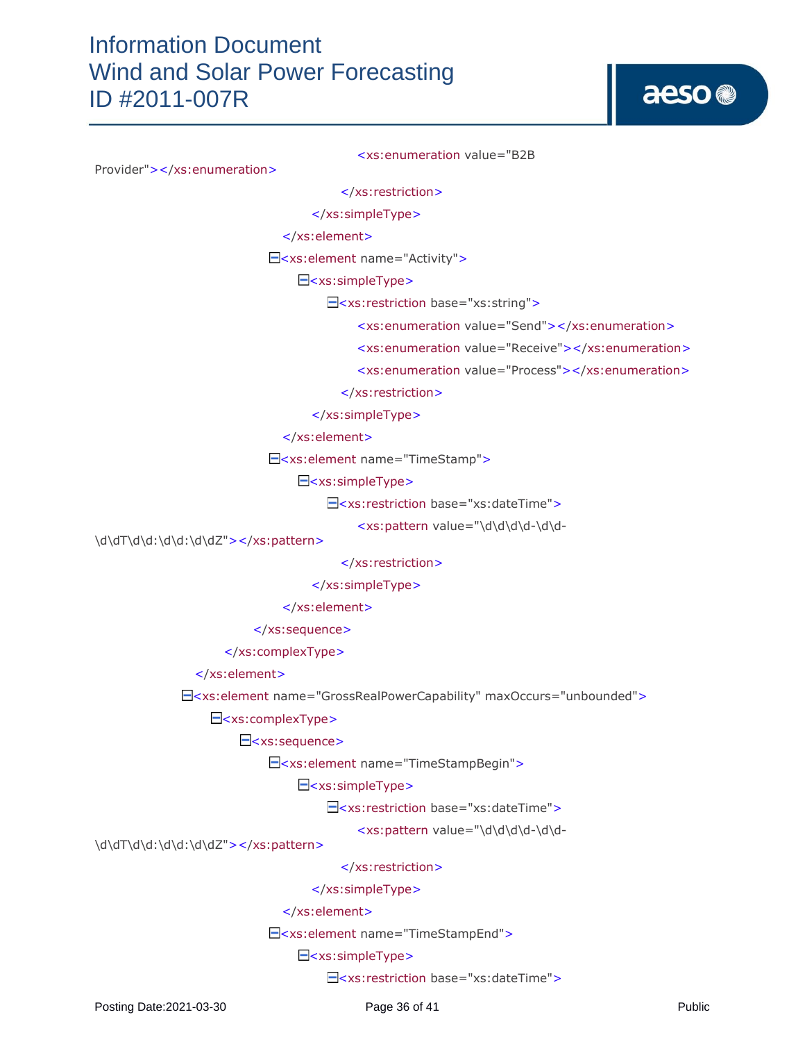```
<xs:enumeration value="B2B Provider"></xs:enumeration>
</xs:restriction>
</xs:simpleType>
</xs:element>
<xs:element name="Activity">
<xs:simpleType>
<xs:restriction base="xs:string">
<xs:enumeration value="Send"></xs:enumeration>
<xs:enumeration value="Receive"></xs:enumeration>
<xs:enumeration value="Process"></xs:enumeration>
</xs:restriction>
</xs:simpleType>
</xs:element>
<xs:element name="TimeStamp">
<xs:simpleType>
<xs:restriction base="xs:dateTime">
<xs:pattern value="\d\d\d\d-\d\d-\d\dT\d\d:\d\d:\d\dZ"></xs:pattern>
</xs:restriction>
</xs:simpleType>
</xs:element>
</xs:sequence>
</xs:complexType>
</xs:element>
<xs:element name="GrossRealPowerCapability" maxOccurs="unbounded">
<xs:complexType>
<xs:sequence>
<xs:element name="TimeStampBegin">
<xs:simpleType>
<xs:restriction base="xs:dateTime">
<xs:pattern value="\d\d\d\d-\d\d-\d\dT\d\d:\d\d:\d\dZ"></xs:pattern>
</xs:restriction>
</xs:simpleType>
</xs:element>
<xs:element name="TimeStampEnd">
<xs:simpleType>
<xs:restriction base="xs:dateTime">
```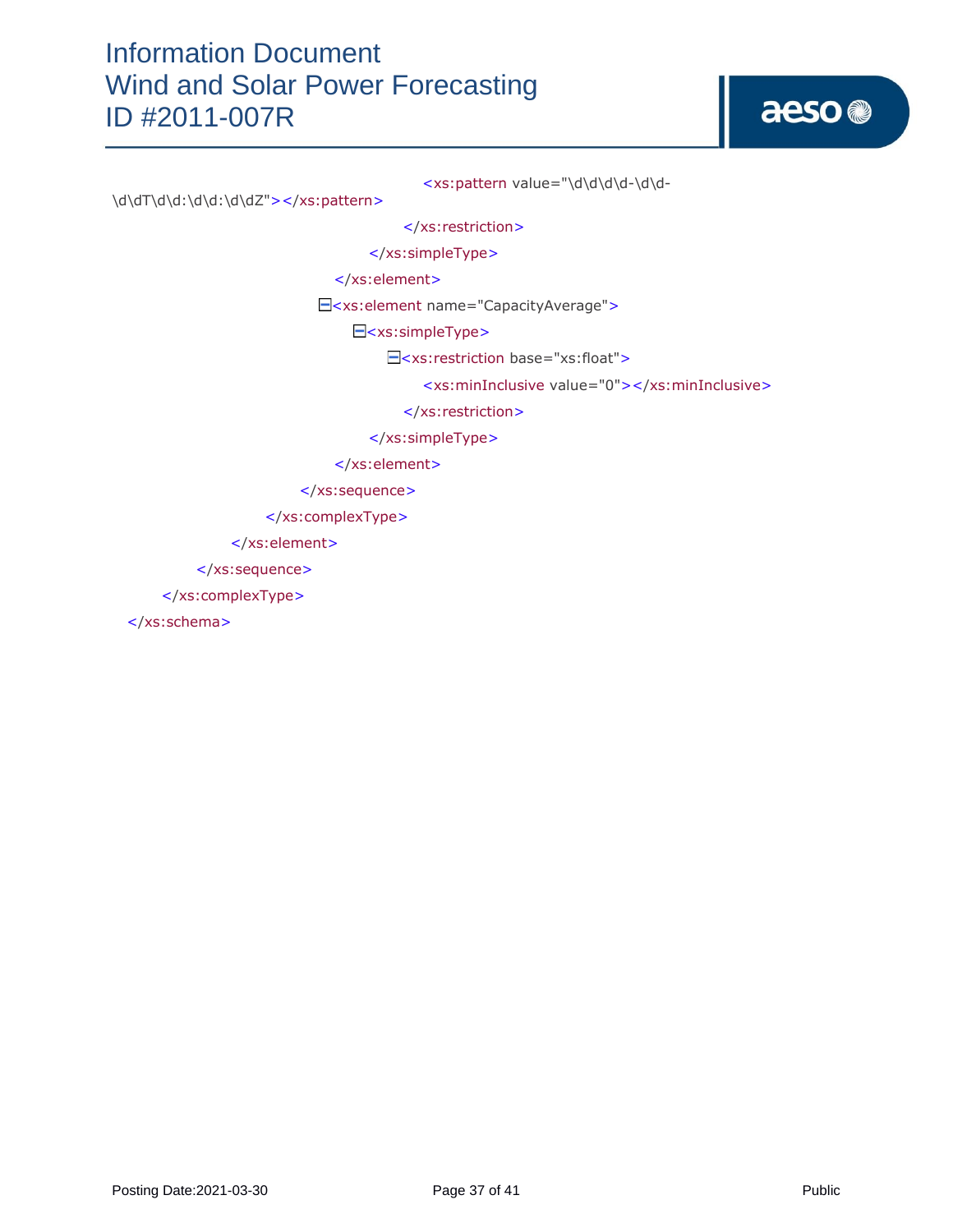```
                    <xs:pattern value="\d\d\d\d-\d\d-\d\dT\d\d:\d\d:\d\dZ"></xs:pattern>
                  </xs:restriction>
                </xs:simpleType>
              </xs:element>
              <xs:element name="CapacityAverage">
                <xs:simpleType>
                  <xs:restriction base="xs:float">
                    <xs:minInclusive value="0"></xs:minInclusive>
                  </xs:restriction>
                </xs:simpleType>
              </xs:element>
            </xs:sequence>
          </xs:complexType>
        </xs:element>
      </xs:sequence>
    </xs:complexType>
</xs:schema>
```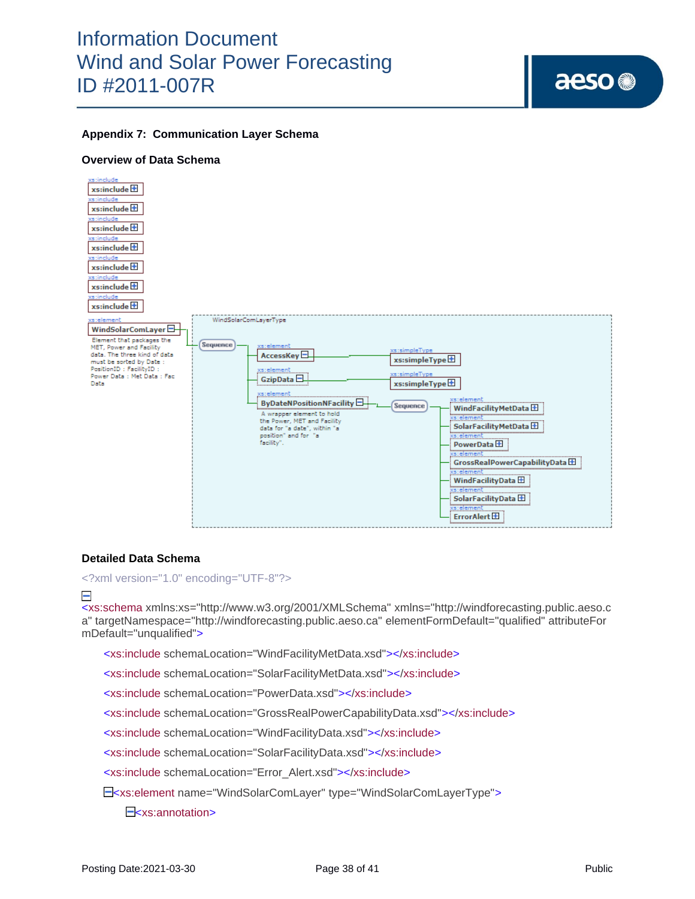## Appendix 7: Communication Layer Schema

### Overview of Data Schema

### Detailed Data Schema

```
<?xml version="1.0" encoding="UTF-8"?>
<xs:schema xmlns:xs="http://www.w3.org/2001/XMLSchema" xmlns="http://windforecasting.public.aeso.ca" targetNamespace="http://windforecasting.public.aeso.ca" elementFormDefault="qualified" attributeFormDefault="unqualified">
    <xs:include schemaLocation="WindFacilityMetData.xsd"></xs:include>
    <xs:include schemaLocation="SolarFacilityMetData.xsd"></xs:include>
    <xs:include schemaLocation="PowerData.xsd"></xs:include>
    <xs:include schemaLocation="GrossRealPowerCapabilityData.xsd"></xs:include>
    <xs:include schemaLocation="WindFacilityData.xsd"></xs:include>
    <xs:include schemaLocation="SolarFacilityData.xsd"></xs:include>
    <xs:include schemaLocation="Error_Alert.xsd"></xs:include>
    <xs:element name="WindSolarComLayer" type="WindSolarComLayerType">
        <xs:annotation>
```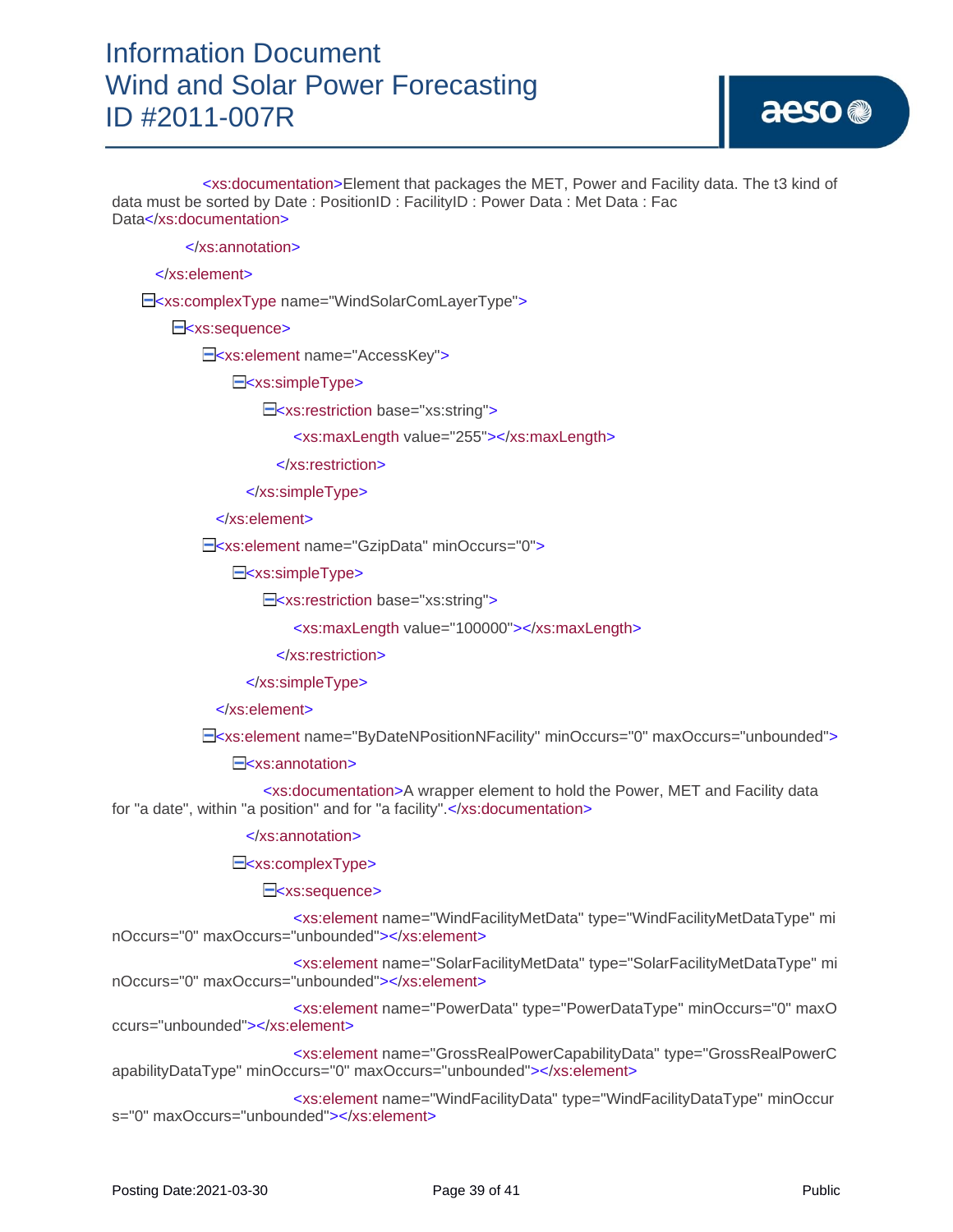```xml
                <xs:documentation>Element that packages the MET, Power and Facility data. The t3 kind of data must be sorted by Date : PositionID : FacilityID : Power Data : Met Data : Fac Data</xs:documentation>
            </xs:annotation>
        </xs:element>
    <xs:complexType name="WindSolarComLayerType">
        <xs:sequence>
            <xs:element name="AccessKey">
                <xs:simpleType>
                    <xs:restriction base="xs:string">
                        <xs:maxLength value="255"></xs:maxLength>
                    </xs:restriction>
                </xs:simpleType>
            </xs:element>
            <xs:element name="GzipData" minOccurs="0">
                <xs:simpleType>
                    <xs:restriction base="xs:string">
                        <xs:maxLength value="100000"></xs:maxLength>
                    </xs:restriction>
                </xs:simpleType>
            </xs:element>
            <xs:element name="ByDateNPositionNFacility" minOccurs="0" maxOccurs="unbounded">
                <xs:annotation>
                    <xs:documentation>A wrapper element to hold the Power, MET and Facility data for "a date", within "a position" and for "a facility".</xs:documentation>
                </xs:annotation>
                <xs:complexType>
                    <xs:sequence>
                        <xs:element name="WindFacilityMetData" type="WindFacilityMetDataType" minOccurs="0" maxOccurs="unbounded"></xs:element>
                        <xs:element name="SolarFacilityMetData" type="SolarFacilityMetDataType" minOccurs="0" maxOccurs="unbounded"></xs:element>
                        <xs:element name="PowerData" type="PowerDataType" minOccurs="0" maxOccurs="unbounded"></xs:element>
                        <xs:element name="GrossRealPowerCapabilityData" type="GrossRealPowerCapabilityDataType" minOccurs="0" maxOccurs="unbounded"></xs:element>
                        <xs:element name="WindFacilityData" type="WindFacilityDataType" minOccurs="0" maxOccurs="unbounded"></xs:element>
```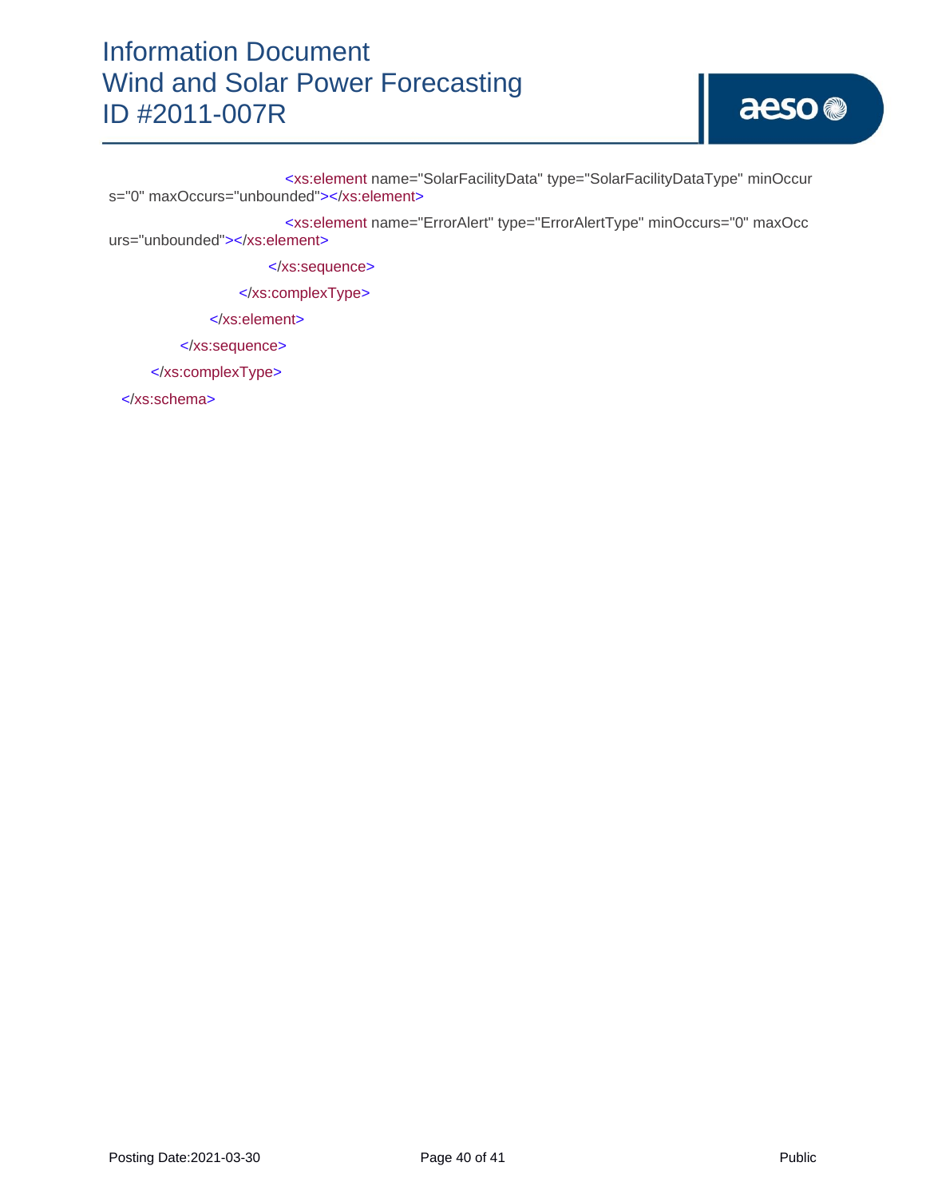```xml
                                <xs:element name="SolarFacilityData" type="SolarFacilityDataType" minOccurs="0" maxOccurs="unbounded"></xs:element>
                                <xs:element name="ErrorAlert" type="ErrorAlertType" minOccurs="0" maxOccurs="unbounded"></xs:element>
                            </xs:sequence>
                        </xs:complexType>
                    </xs:element>
                </xs:sequence>
            </xs:complexType>
    </xs:schema>
```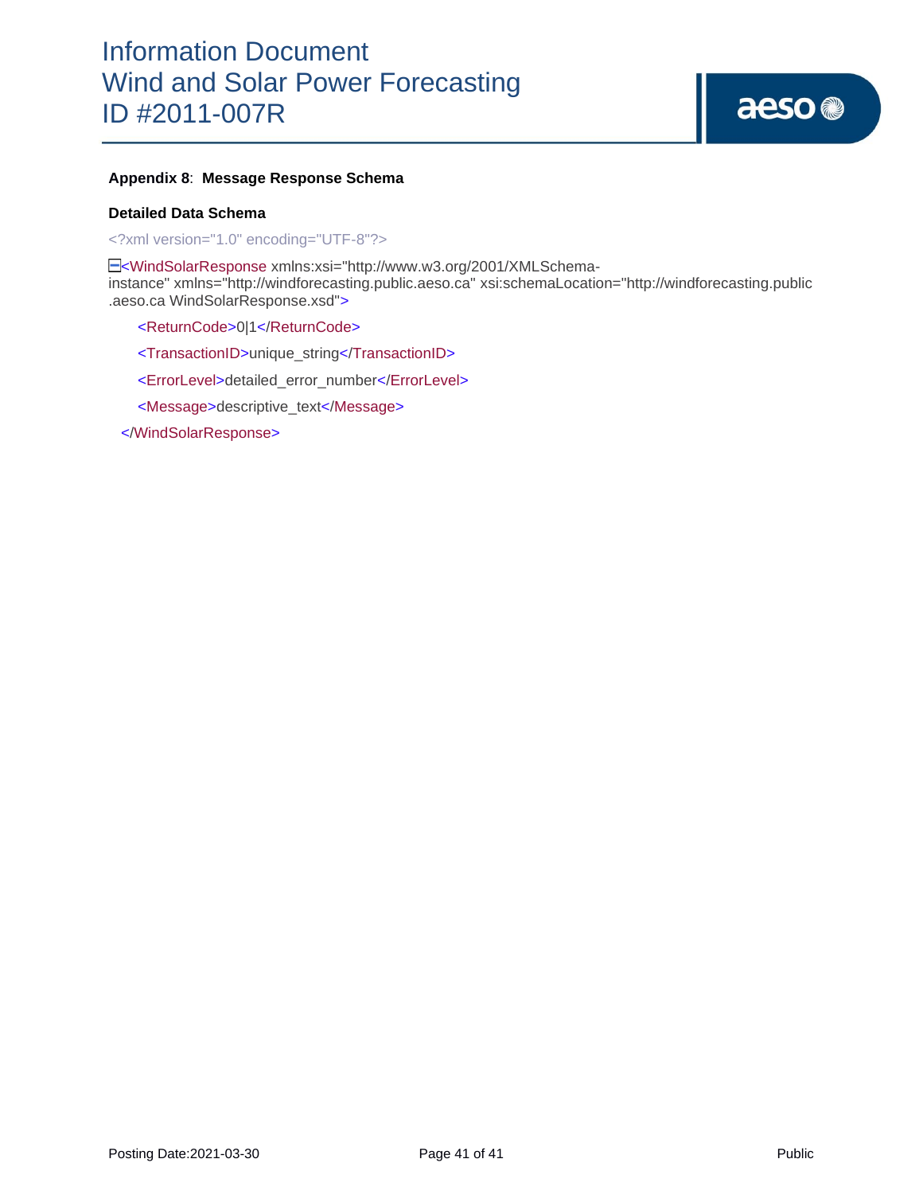**Appendix 8**: **Message Response Schema**

**Detailed Data Schema**

```
<?xml version="1.0" encoding="UTF-8"?>
<WindSolarResponse xmlns:xsi="http://www.w3.org/2001/XMLSchema-instance" xmlns="http://windforecasting.public.aeso.ca" xsi:schemaLocation="http://windforecasting.public.aeso.ca WindSolarResponse.xsd">
    <ReturnCode>0|1</ReturnCode>
    <TransactionID>unique_string</TransactionID>
    <ErrorLevel>detailed_error_number</ErrorLevel>
    <Message>descriptive_text</Message>
</WindSolarResponse>
```